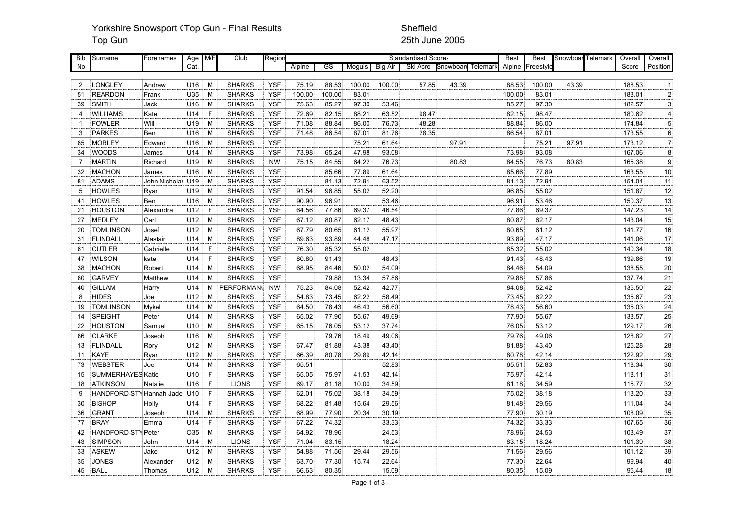# Yorkshire Snowsport (Top Gun - Final Results
## Top Gun

Sheffield
25th June 2005

| Bib No | Surname | Forenames | Age Cat. | M/F | Club | Region | Standardised Scores | | | | | | | Best | Best | Snowboar | Telemark | Overall | Overall |
|---|---|---|---|---|---|---|---|---|---|---|---|---|---|---|---|---|---|---|---|
| | | | | | | | Alpine | GS | Moguls | Big Air | Ski Acro | Snowboard | Telemark | Alpine | Freestyle | | | Score | Position |
| 2 | LONGLEY | Andrew | U16 | M | SHARKS | YSF | 75.19 | 88.53 | 100.00 | 100.00 | 57.85 | 43.39 | | 88.53 | 100.00 | 43.39 | | 188.53 | 1 |
| 51 | REARDON | Frank | U35 | M | SHARKS | YSF | 100.00 | 100.00 | 83.01 | | | | | 100.00 | 83.01 | | | 183.01 | 2 |
| 39 | SMITH | Jack | U16 | M | SHARKS | YSF | 75.63 | 85.27 | 97.30 | 53.46 | | | | 85.27 | 97.30 | | | 182.57 | 3 |
| 4 | WILLIAMS | Kate | U14 | F | SHARKS | YSF | 72.69 | 82.15 | 88.21 | 63.52 | 98.47 | | | 82.15 | 98.47 | | | 180.62 | 4 |
| 1 | FOWLER | Will | U19 | M | SHARKS | YSF | 71.08 | 88.84 | 86.00 | 76.73 | 48.28 | | | 88.84 | 86.00 | | | 174.84 | 5 |
| 3 | PARKES | Ben | U16 | M | SHARKS | YSF | 71.48 | 86.54 | 87.01 | 81.76 | 28.35 | | | 86.54 | 87.01 | | | 173.55 | 6 |
| 85 | MORLEY | Edward | U16 | M | SHARKS | YSF | | | 75.21 | 61.64 | | 97.91 | | | 75.21 | 97.91 | | 173.12 | 7 |
| 34 | WOODS | James | U14 | M | SHARKS | YSF | 73.98 | 65.24 | 47.98 | 93.08 | | | | 73.98 | 93.08 | | | 167.06 | 8 |
| 7 | MARTIN | Richard | U19 | M | SHARKS | NW | 75.15 | 84.55 | 64.22 | 76.73 | | 80.83 | | 84.55 | 76.73 | 80.83 | | 165.38 | 9 |
| 32 | MACHON | James | U16 | M | SHARKS | YSF | | 85.66 | 77.89 | 61.64 | | | | 85.66 | 77.89 | | | 163.55 | 10 |
| 81 | ADAMS | John Nicholas | U19 | M | SHARKS | YSF | | 81.13 | 72.91 | 63.52 | | | | 81.13 | 72.91 | | | 154.04 | 11 |
| 5 | HOWLES | Ryan | U19 | M | SHARKS | YSF | 91.54 | 96.85 | 55.02 | 52.20 | | | | 96.85 | 55.02 | | | 151.87 | 12 |
| 41 | HOWLES | Ben | U16 | M | SHARKS | YSF | 90.90 | 96.91 | | 53.46 | | | | 96.91 | 53.46 | | | 150.37 | 13 |
| 21 | HOUSTON | Alexandra | U12 | F | SHARKS | YSF | 64.56 | 77.86 | 69.37 | 46.54 | | | | 77.86 | 69.37 | | | 147.23 | 14 |
| 27 | MEDLEY | Carl | U12 | M | SHARKS | YSF | 67.12 | 80.87 | 62.17 | 48.43 | | | | 80.87 | 62.17 | | | 143.04 | 15 |
| 20 | TOMLINSON | Josef | U12 | M | SHARKS | YSF | 67.79 | 80.65 | 61.12 | 55.97 | | | | 80.65 | 61.12 | | | 141.77 | 16 |
| 31 | FLINDALL | Alastair | U14 | M | SHARKS | YSF | 89.63 | 93.89 | 44.48 | 47.17 | | | | 93.89 | 47.17 | | | 141.06 | 17 |
| 61 | CUTLER | Gabrielle | U14 | F | SHARKS | YSF | 76.30 | 85.32 | 55.02 | | | | | 85.32 | 55.02 | | | 140.34 | 18 |
| 47 | WILSON | kate | U14 | F | SHARKS | YSF | 80.80 | 91.43 | | 48.43 | | | | 91.43 | 48.43 | | | 139.86 | 19 |
| 38 | MACHON | Robert | U14 | M | SHARKS | YSF | 68.95 | 84.46 | 50.02 | 54.09 | | | | 84.46 | 54.09 | | | 138.55 | 20 |
| 80 | GARVEY | Matthew | U14 | M | SHARKS | YSF | | 79.88 | 13.34 | 57.86 | | | | 79.88 | 57.86 | | | 137.74 | 21 |
| 40 | GILLAM | Harry | U14 | M | PERFORMANC | NW | 75.23 | 84.08 | 52.42 | 42.77 | | | | 84.08 | 52.42 | | | 136.50 | 22 |
| 8 | HIDES | Joe | U12 | M | SHARKS | YSF | 54.83 | 73.45 | 62.22 | 58.49 | | | | 73.45 | 62.22 | | | 135.67 | 23 |
| 19 | TOMLINSON | Mykel | U14 | M | SHARKS | YSF | 64.50 | 78.43 | 46.43 | 56.60 | | | | 78.43 | 56.60 | | | 135.03 | 24 |
| 14 | SPEIGHT | Peter | U14 | M | SHARKS | YSF | 65.02 | 77.90 | 55.67 | 49.69 | | | | 77.90 | 55.67 | | | 133.57 | 25 |
| 22 | HOUSTON | Samuel | U10 | M | SHARKS | YSF | 65.15 | 76.05 | 53.12 | 37.74 | | | | 76.05 | 53.12 | | | 129.17 | 26 |
| 86 | CLARKE | Joseph | U16 | M | SHARKS | YSF | | 79.76 | 18.49 | 49.06 | | | | 79.76 | 49.06 | | | 128.82 | 27 |
| 13 | FLINDALL | Rory | U12 | M | SHARKS | YSF | 67.47 | 81.88 | 43.38 | 43.40 | | | | 81.88 | 43.40 | | | 125.28 | 28 |
| 11 | KAYE | Ryan | U12 | M | SHARKS | YSF | 66.39 | 80.78 | 29.89 | 42.14 | | | | 80.78 | 42.14 | | | 122.92 | 29 |
| 73 | WEBSTER | Joe | U14 | M | SHARKS | YSF | 65.51 | | | 52.83 | | | | 65.51 | 52.83 | | | 118.34 | 30 |
| 15 | SUMMERHAYES | Katie | U10 | F | SHARKS | YSF | 65.05 | 75.97 | 41.53 | 42.14 | | | | 75.97 | 42.14 | | | 118.11 | 31 |
| 18 | ATKINSON | Natalie | U16 | F | LIONS | YSF | 69.17 | 81.18 | 10.00 | 34.59 | | | | 81.18 | 34.59 | | | 115.77 | 32 |
| 9 | HANDFORD-STY | Hannah Jade | U10 | F | SHARKS | YSF | 62.01 | 75.02 | 38.18 | 34.59 | | | | 75.02 | 38.18 | | | 113.20 | 33 |
| 30 | BISHOP | Holly | U14 | F | SHARKS | YSF | 68.22 | 81.48 | 15.64 | 29.56 | | | | 81.48 | 29.56 | | | 111.04 | 34 |
| 36 | GRANT | Joseph | U14 | M | SHARKS | YSF | 68.99 | 77.90 | 20.34 | 30.19 | | | | 77.90 | 30.19 | | | 108.09 | 35 |
| 77 | BRAY | Emma | U14 | F | SHARKS | YSF | 67.22 | 74.32 | | 33.33 | | | | 74.32 | 33.33 | | | 107.65 | 36 |
| 42 | HANDFORD-STY | Peter | O35 | M | SHARKS | YSF | 64.92 | 78.96 | | 24.53 | | | | 78.96 | 24.53 | | | 103.49 | 37 |
| 43 | SIMPSON | John | U14 | M | LIONS | YSF | 71.04 | 83.15 | | 18.24 | | | | 83.15 | 18.24 | | | 101.39 | 38 |
| 33 | ASKEW | Jake | U12 | M | SHARKS | YSF | 54.88 | 71.56 | 29.44 | 29.56 | | | | 71.56 | 29.56 | | | 101.12 | 39 |
| 35 | JONES | Alexander | U12 | M | SHARKS | YSF | 63.70 | 77.30 | 15.74 | 22.64 | | | | 77.30 | 22.64 | | | 99.94 | 40 |
| 45 | BALL | Thomas | U12 | M | SHARKS | YSF | 66.63 | 80.35 | | 15.09 | | | | 80.35 | 15.09 | | | 95.44 | 18 |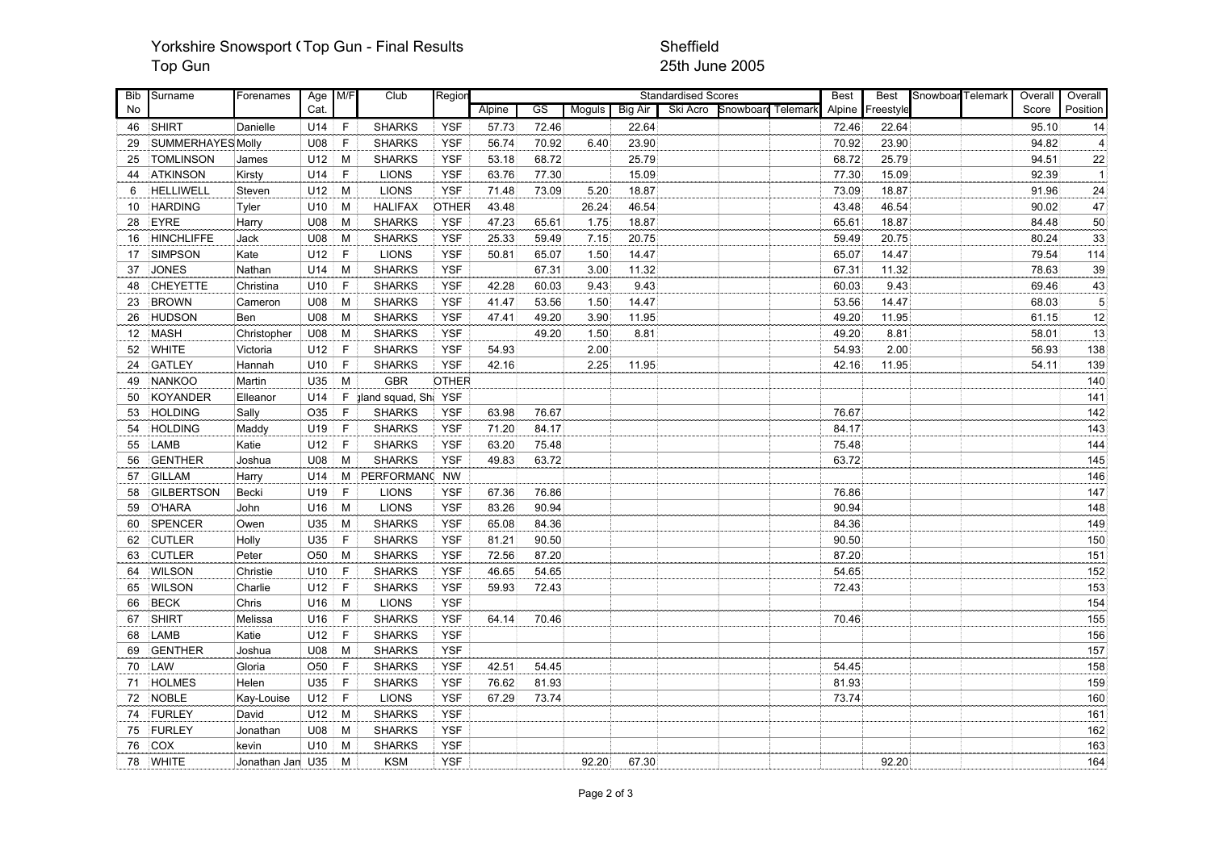# Yorkshire Snowsport (Top Gun - Final Results

Top Gun

Sheffield

25th June 2005

| Bib No | Surname | Forenames | Age Cat. | M/F | Club | Region | Standardised Scores Alpine | GS | Moguls | Big Air | Ski Acro | Snowboard | Telemark | Best Alpine | Best Freestyle | Snowboard | Telemark | Overall Score | Overall Position |
|---|---|---|---|---|---|---|---|---|---|---|---|---|---|---|---|---|---|---|---|
| 46 | SHIRT | Danielle | U14 | F | SHARKS | YSF | 57.73 | 72.46 | | 22.64 | | | | 72.46 | 22.64 | | | 95.10 | 14 |
| 29 | SUMMERHAYES | Molly | U08 | F | SHARKS | YSF | 56.74 | 70.92 | 6.40 | 23.90 | | | | 70.92 | 23.90 | | | 94.82 | 4 |
| 25 | TOMLINSON | James | U12 | M | SHARKS | YSF | 53.18 | 68.72 | | 25.79 | | | | 68.72 | 25.79 | | | 94.51 | 22 |
| 44 | ATKINSON | Kirsty | U14 | F | LIONS | YSF | 63.76 | 77.30 | | 15.09 | | | | 77.30 | 15.09 | | | 92.39 | 1 |
| 6 | HELLIWELL | Steven | U12 | M | LIONS | YSF | 71.48 | 73.09 | 5.20 | 18.87 | | | | 73.09 | 18.87 | | | 91.96 | 24 |
| 10 | HARDING | Tyler | U10 | M | HALIFAX | OTHER | 43.48 | | 26.24 | 46.54 | | | | 43.48 | 46.54 | | | 90.02 | 47 |
| 28 | EYRE | Harry | U08 | M | SHARKS | YSF | 47.23 | 65.61 | 1.75 | 18.87 | | | | 65.61 | 18.87 | | | 84.48 | 50 |
| 16 | HINCHLIFFE | Jack | U08 | M | SHARKS | YSF | 25.33 | 59.49 | 7.15 | 20.75 | | | | 59.49 | 20.75 | | | 80.24 | 33 |
| 17 | SIMPSON | Kate | U12 | F | LIONS | YSF | 50.81 | 65.07 | 1.50 | 14.47 | | | | 65.07 | 14.47 | | | 79.54 | 114 |
| 37 | JONES | Nathan | U14 | M | SHARKS | YSF | | 67.31 | 3.00 | 11.32 | | | | 67.31 | 11.32 | | | 78.63 | 39 |
| 48 | CHEYETTE | Christina | U10 | F | SHARKS | YSF | 42.28 | 60.03 | 9.43 | 9.43 | | | | 60.03 | 9.43 | | | 69.46 | 43 |
| 23 | BROWN | Cameron | U08 | M | SHARKS | YSF | 41.47 | 53.56 | 1.50 | 14.47 | | | | 53.56 | 14.47 | | | 68.03 | 5 |
| 26 | HUDSON | Ben | U08 | M | SHARKS | YSF | 47.41 | 49.20 | 3.90 | 11.95 | | | | 49.20 | 11.95 | | | 61.15 | 12 |
| 12 | MASH | Christopher | U08 | M | SHARKS | YSF | | 49.20 | 1.50 | 8.81 | | | | 49.20 | 8.81 | | | 58.01 | 13 |
| 52 | WHITE | Victoria | U12 | F | SHARKS | YSF | 54.93 | | 2.00 | | | | | 54.93 | 2.00 | | | 56.93 | 138 |
| 24 | GATLEY | Hannah | U10 | F | SHARKS | YSF | 42.16 | | 2.25 | 11.95 | | | | 42.16 | 11.95 | | | 54.11 | 139 |
| 49 | NANKOO | Martin | U35 | M | GBR | OTHER | | | | | | | | | | | | | 140 |
| 50 | KOYANDER | Elleanor | U14 | F | gland squad, Sh | YSF | | | | | | | | | | | | | 141 |
| 53 | HOLDING | Sally | O35 | F | SHARKS | YSF | 63.98 | 76.67 | | | | | | 76.67 | | | | | 142 |
| 54 | HOLDING | Maddy | U19 | F | SHARKS | YSF | 71.20 | 84.17 | | | | | | 84.17 | | | | | 143 |
| 55 | LAMB | Katie | U12 | F | SHARKS | YSF | 63.20 | 75.48 | | | | | | 75.48 | | | | | 144 |
| 56 | GENTHER | Joshua | U08 | M | SHARKS | YSF | 49.83 | 63.72 | | | | | | 63.72 | | | | | 145 |
| 57 | GILLAM | Harry | U14 | M | PERFORMANC | NW | | | | | | | | | | | | | 146 |
| 58 | GILBERTSON | Becki | U19 | F | LIONS | YSF | 67.36 | 76.86 | | | | | | 76.86 | | | | | 147 |
| 59 | O'HARA | John | U16 | M | LIONS | YSF | 83.26 | 90.94 | | | | | | 90.94 | | | | | 148 |
| 60 | SPENCER | Owen | U35 | M | SHARKS | YSF | 65.08 | 84.36 | | | | | | 84.36 | | | | | 149 |
| 62 | CUTLER | Holly | U35 | F | SHARKS | YSF | 81.21 | 90.50 | | | | | | 90.50 | | | | | 150 |
| 63 | CUTLER | Peter | O50 | M | SHARKS | YSF | 72.56 | 87.20 | | | | | | 87.20 | | | | | 151 |
| 64 | WILSON | Christie | U10 | F | SHARKS | YSF | 46.65 | 54.65 | | | | | | 54.65 | | | | | 152 |
| 65 | WILSON | Charlie | U12 | F | SHARKS | YSF | 59.93 | 72.43 | | | | | | 72.43 | | | | | 153 |
| 66 | BECK | Chris | U16 | M | LIONS | YSF | | | | | | | | | | | | | 154 |
| 67 | SHIRT | Melissa | U16 | F | SHARKS | YSF | 64.14 | 70.46 | | | | | | 70.46 | | | | | 155 |
| 68 | LAMB | Katie | U12 | F | SHARKS | YSF | | | | | | | | | | | | | 156 |
| 69 | GENTHER | Joshua | U08 | M | SHARKS | YSF | | | | | | | | | | | | | 157 |
| 70 | LAW | Gloria | O50 | F | SHARKS | YSF | 42.51 | 54.45 | | | | | | 54.45 | | | | | 158 |
| 71 | HOLMES | Helen | U35 | F | SHARKS | YSF | 76.62 | 81.93 | | | | | | 81.93 | | | | | 159 |
| 72 | NOBLE | Kay-Louise | U12 | F | LIONS | YSF | 67.29 | 73.74 | | | | | | 73.74 | | | | | 160 |
| 74 | FURLEY | David | U12 | M | SHARKS | YSF | | | | | | | | | | | | | 161 |
| 75 | FURLEY | Jonathan | U08 | M | SHARKS | YSF | | | | | | | | | | | | | 162 |
| 76 | COX | kevin | U10 | M | SHARKS | YSF | | | | | | | | | | | | | 163 |
| 78 | WHITE | Jonathan Jam | U35 | M | KSM | YSF | | | 92.20 | 67.30 | | | | | 92.20 | | | | 164 |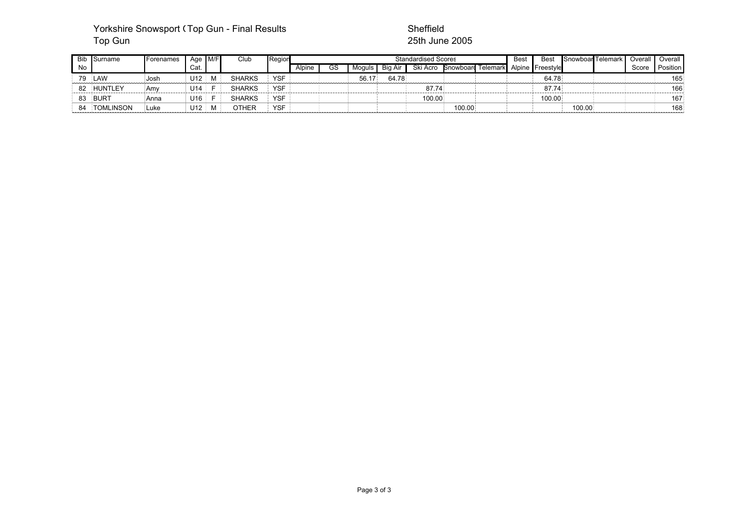Yorkshire Snowsport ( Top Gun - Final Results
Top Gun

Sheffield
25th June 2005

| Bib No | Surname | Forenames | Age Cat. | M/F | Club | Region | Standardised Scores | | | | | | | Best | Best | Snowboar | Telemark | Overall | Overall |
|---|---|---|---|---|---|---|---|---|---|---|---|---|---|---|---|---|---|---|---|
| | | | | | | | Alpine | GS | Moguls | Big Air | Ski Acro | Snowboard | Telemark | Alpine | Freestyle | | | Score | Position |
| 79 | LAW | Josh | U12 | M | SHARKS | YSF | | | 56.17 | 64.78 | | | | | 64.78 | | | | 165 |
| 82 | HUNTLEY | Amy | U14 | F | SHARKS | YSF | | | | | 87.74 | | | | 87.74 | | | | 166 |
| 83 | BURT | Anna | U16 | F | SHARKS | YSF | | | | | 100.00 | | | | 100.00 | | | | 167 |
| 84 | TOMLINSON | Luke | U12 | M | OTHER | YSF | | | | | | 100.00 | | | | 100.00 | | | 168 |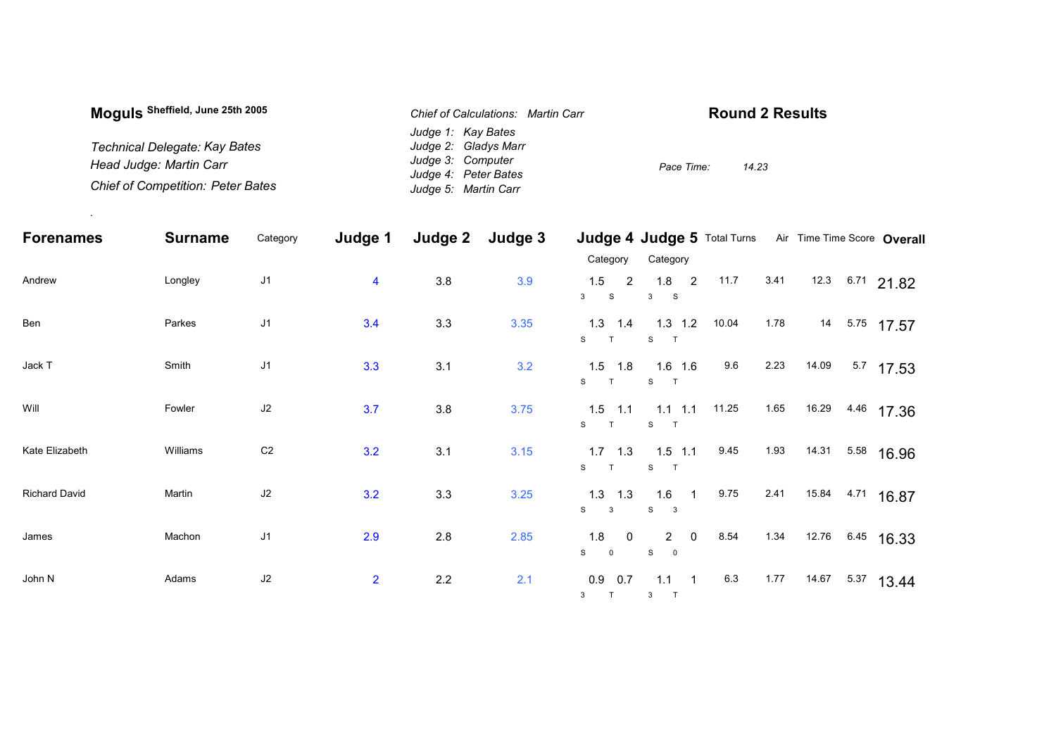**Moguls** Sheffield, June 25th 2005

*Technical Delegate: Kay Bates*
*Head Judge: Martin Carr*
*Chief of Competition: Peter Bates*

*Chief of Calculations: Martin Carr*
*Judge 1: Kay Bates*
*Judge 2: Gladys Marr*
*Judge 3: Computer*
*Judge 4: Peter Bates*
*Judge 5: Martin Carr*

## Round 2 Results

*Pace Time: 14.23*

| Forenames | Surname | Category | Judge 1 | Judge 2 | Judge 3 | Judge 4 Category | | Judge 5 Category | | Total Turns | Air | Time | Time Score | Overall |
|---|---|---|---|---|---|---|---|---|---|---|---|---|---|---|
| Andrew | Longley | J1 | 4 | 3.8 | 3.9 | 1.5 (3) | 2 (S) | 1.8 (3) | 2 (S) | 11.7 | 3.41 | 12.3 | 6.71 | 21.82 |
| Ben | Parkes | J1 | 3.4 | 3.3 | 3.35 | 1.3 (S) | 1.4 (T) | 1.3 (S) | 1.2 (T) | 10.04 | 1.78 | 14 | 5.75 | 17.57 |
| Jack T | Smith | J1 | 3.3 | 3.1 | 3.2 | 1.5 (S) | 1.8 (T) | 1.6 (S) | 1.6 (T) | 9.6 | 2.23 | 14.09 | 5.7 | 17.53 |
| Will | Fowler | J2 | 3.7 | 3.8 | 3.75 | 1.5 (S) | 1.1 (T) | 1.1 (S) | 1.1 (T) | 11.25 | 1.65 | 16.29 | 4.46 | 17.36 |
| Kate Elizabeth | Williams | C2 | 3.2 | 3.1 | 3.15 | 1.7 (S) | 1.3 (T) | 1.5 (S) | 1.1 (T) | 9.45 | 1.93 | 14.31 | 5.58 | 16.96 |
| Richard David | Martin | J2 | 3.2 | 3.3 | 3.25 | 1.3 (S) | 1.3 (3) | 1.6 (S) | 1 (3) | 9.75 | 2.41 | 15.84 | 4.71 | 16.87 |
| James | Machon | J1 | 2.9 | 2.8 | 2.85 | 1.8 (S) | 0 (0) | 2 (S) | 0 (0) | 8.54 | 1.34 | 12.76 | 6.45 | 16.33 |
| John N | Adams | J2 | 2 | 2.2 | 2.1 | 0.9 (3) | 0.7 (T) | 1.1 (3) | 1 (T) | 6.3 | 1.77 | 14.67 | 5.37 | 13.44 |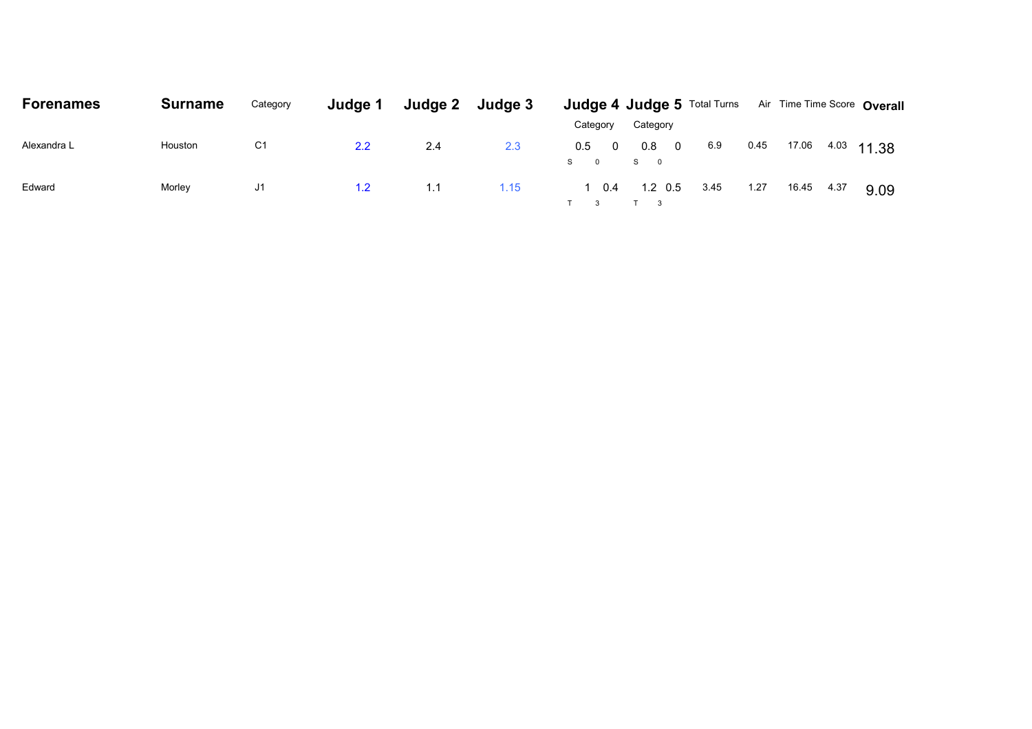| Forenames | Surname | Category | Judge 1 | Judge 2 | Judge 3 | Judge 4 Category | | Judge 5 Category | | Total Turns | Air | Time | Time Score | Overall |
|---|---|---|---|---|---|---|---|---|---|---|---|---|---|---|
| Alexandra L | Houston | C1 | 2.2 | 2.4 | 2.3 | 0.5 S | 0 0 | 0.8 S | 0 0 | 6.9 | 0.45 | 17.06 | 4.03 | 11.38 |
| Edward | Morley | J1 | 1.2 | 1.1 | 1.15 | 1 T | 0.4 3 | 1.2 T | 0.5 3 | 3.45 | 1.27 | 16.45 | 4.37 | 9.09 |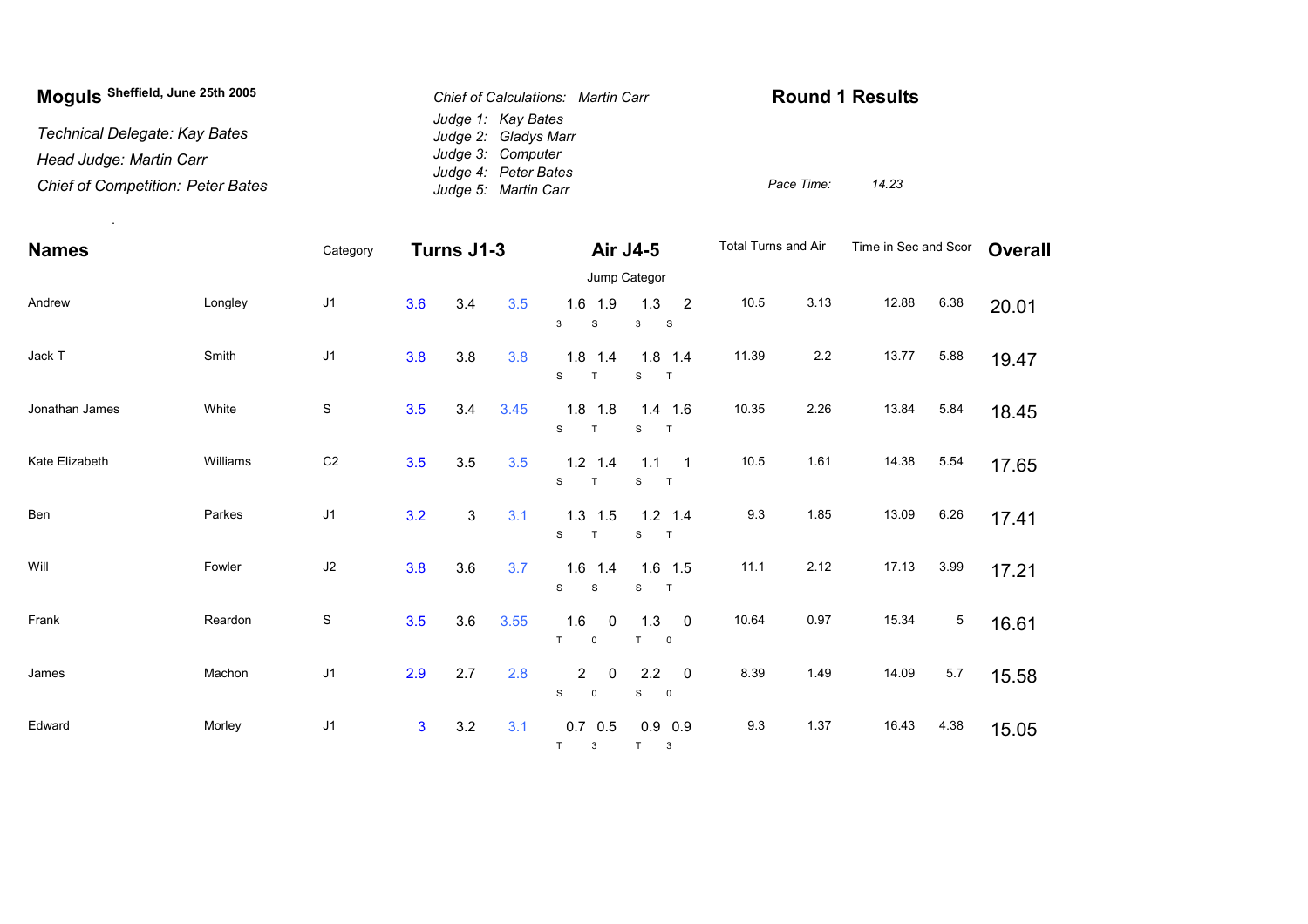**Moguls** Sheffield, June 25th 2005

*Technical Delegate: Kay Bates*

*Head Judge: Martin Carr*

*Chief of Competition: Peter Bates*

*Chief of Calculations: Martin Carr*

*Judge 1: Kay Bates*
*Judge 2: Gladys Marr*
*Judge 3: Computer*
*Judge 4: Peter Bates*
*Judge 5: Martin Carr*

## Round 1 Results

*Pace Time:* 14.23

| Names | | Category | Turns J1-3 | | | Air J4-5 | | | | Total Turns and Air | | Time in Sec and Scor | | Overall |
|---|---|---|---|---|---|---|---|---|---|---|---|---|---|---|
| | | | | | | Jump Categor | | | | | | | | |
| Andrew | Longley | J1 | 3.6 | 3.4 | 3.5 | 1.6 (3) | 1.9 (S) | 1.3 (3) | 2 (S) | 10.5 | 3.13 | 12.88 | 6.38 | 20.01 |
| Jack T | Smith | J1 | 3.8 | 3.8 | 3.8 | 1.8 (S) | 1.4 (T) | 1.8 (S) | 1.4 (T) | 11.39 | 2.2 | 13.77 | 5.88 | 19.47 |
| Jonathan James | White | S | 3.5 | 3.4 | 3.45 | 1.8 (S) | 1.8 (T) | 1.4 (S) | 1.6 (T) | 10.35 | 2.26 | 13.84 | 5.84 | 18.45 |
| Kate Elizabeth | Williams | C2 | 3.5 | 3.5 | 3.5 | 1.2 (S) | 1.4 (T) | 1.1 (S) | 1 (T) | 10.5 | 1.61 | 14.38 | 5.54 | 17.65 |
| Ben | Parkes | J1 | 3.2 | 3 | 3.1 | 1.3 (S) | 1.5 (T) | 1.2 (S) | 1.4 (T) | 9.3 | 1.85 | 13.09 | 6.26 | 17.41 |
| Will | Fowler | J2 | 3.8 | 3.6 | 3.7 | 1.6 (S) | 1.4 (S) | 1.6 (S) | 1.5 (T) | 11.1 | 2.12 | 17.13 | 3.99 | 17.21 |
| Frank | Reardon | S | 3.5 | 3.6 | 3.55 | 1.6 (T) | 0 (0) | 1.3 (T) | 0 (0) | 10.64 | 0.97 | 15.34 | 5 | 16.61 |
| James | Machon | J1 | 2.9 | 2.7 | 2.8 | 2 (S) | 0 (0) | 2.2 (S) | 0 (0) | 8.39 | 1.49 | 14.09 | 5.7 | 15.58 |
| Edward | Morley | J1 | 3 | 3.2 | 3.1 | 0.7 (T) | 0.5 (3) | 0.9 (T) | 0.9 (3) | 9.3 | 1.37 | 16.43 | 4.38 | 15.05 |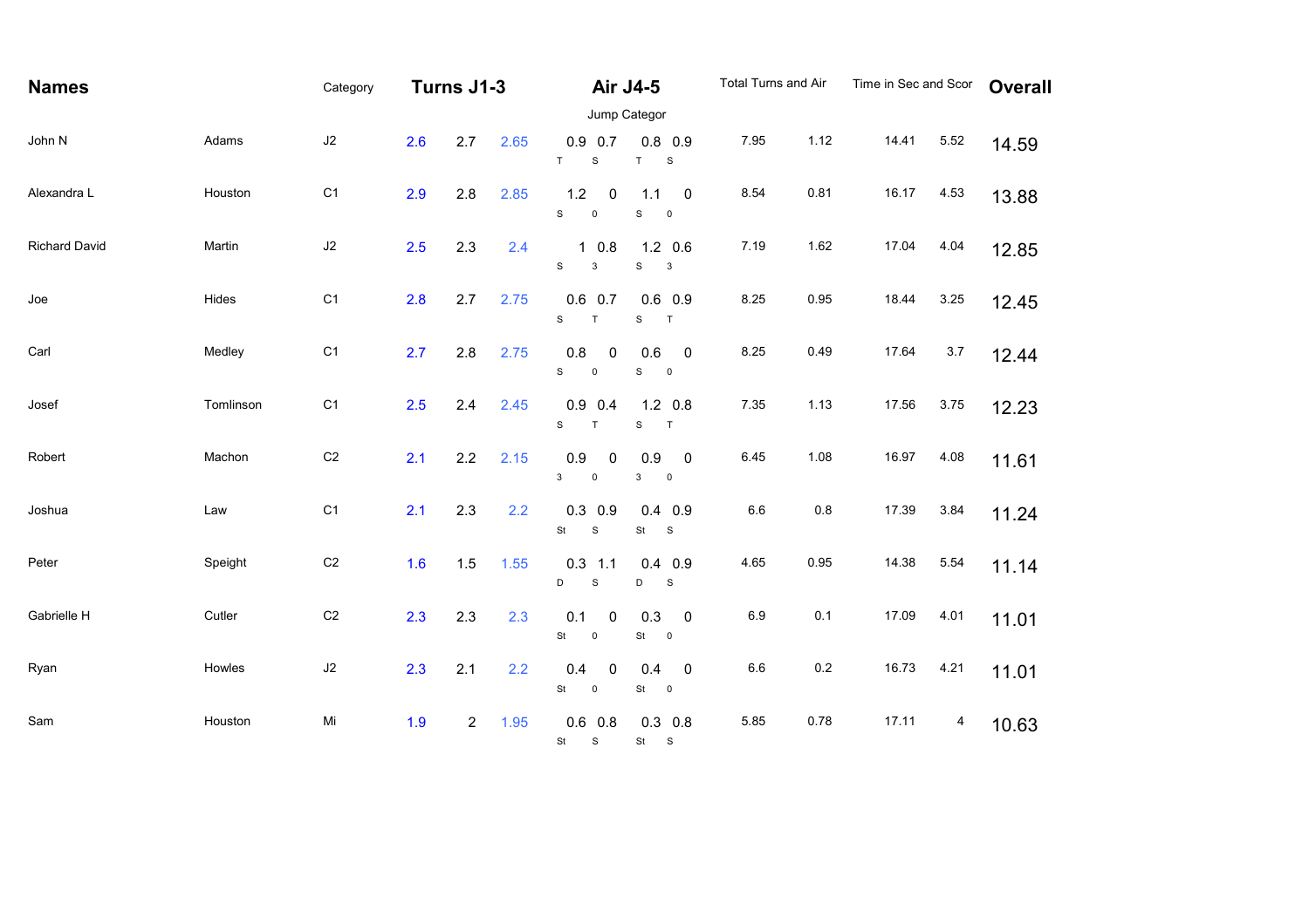| Names | | Category | Turns J1-3 | | | Air J4-5 (Jump Categor) | | | | Total Turns and Air | | Time in Sec and Scor | | Overall |
|---|---|---|---|---|---|---|---|---|---|---|---|---|---|---|
| John N | Adams | J2 | 2.6 | 2.7 | 2.65 | 0.9 T | 0.7 S | 0.8 T | 0.9 S | 7.95 | 1.12 | 14.41 | 5.52 | 14.59 |
| Alexandra L | Houston | C1 | 2.9 | 2.8 | 2.85 | 1.2 S | 0 0 | 1.1 S | 0 0 | 8.54 | 0.81 | 16.17 | 4.53 | 13.88 |
| Richard David | Martin | J2 | 2.5 | 2.3 | 2.4 | 1 S | 0.8 3 | 1.2 S | 0.6 3 | 7.19 | 1.62 | 17.04 | 4.04 | 12.85 |
| Joe | Hides | C1 | 2.8 | 2.7 | 2.75 | 0.6 S | 0.7 T | 0.6 S | 0.9 T | 8.25 | 0.95 | 18.44 | 3.25 | 12.45 |
| Carl | Medley | C1 | 2.7 | 2.8 | 2.75 | 0.8 S | 0 0 | 0.6 S | 0 0 | 8.25 | 0.49 | 17.64 | 3.7 | 12.44 |
| Josef | Tomlinson | C1 | 2.5 | 2.4 | 2.45 | 0.9 S | 0.4 T | 1.2 S | 0.8 T | 7.35 | 1.13 | 17.56 | 3.75 | 12.23 |
| Robert | Machon | C2 | 2.1 | 2.2 | 2.15 | 0.9 3 | 0 0 | 0.9 3 | 0 0 | 6.45 | 1.08 | 16.97 | 4.08 | 11.61 |
| Joshua | Law | C1 | 2.1 | 2.3 | 2.2 | 0.3 St | 0.9 S | 0.4 St | 0.9 S | 6.6 | 0.8 | 17.39 | 3.84 | 11.24 |
| Peter | Speight | C2 | 1.6 | 1.5 | 1.55 | 0.3 D | 1.1 S | 0.4 D | 0.9 S | 4.65 | 0.95 | 14.38 | 5.54 | 11.14 |
| Gabrielle H | Cutler | C2 | 2.3 | 2.3 | 2.3 | 0.1 St | 0 0 | 0.3 St | 0 0 | 6.9 | 0.1 | 17.09 | 4.01 | 11.01 |
| Ryan | Howles | J2 | 2.3 | 2.1 | 2.2 | 0.4 St | 0 0 | 0.4 St | 0 0 | 6.6 | 0.2 | 16.73 | 4.21 | 11.01 |
| Sam | Houston | Mi | 1.9 | 2 | 1.95 | 0.6 St | 0.8 S | 0.3 St | 0.8 S | 5.85 | 0.78 | 17.11 | 4 | 10.63 |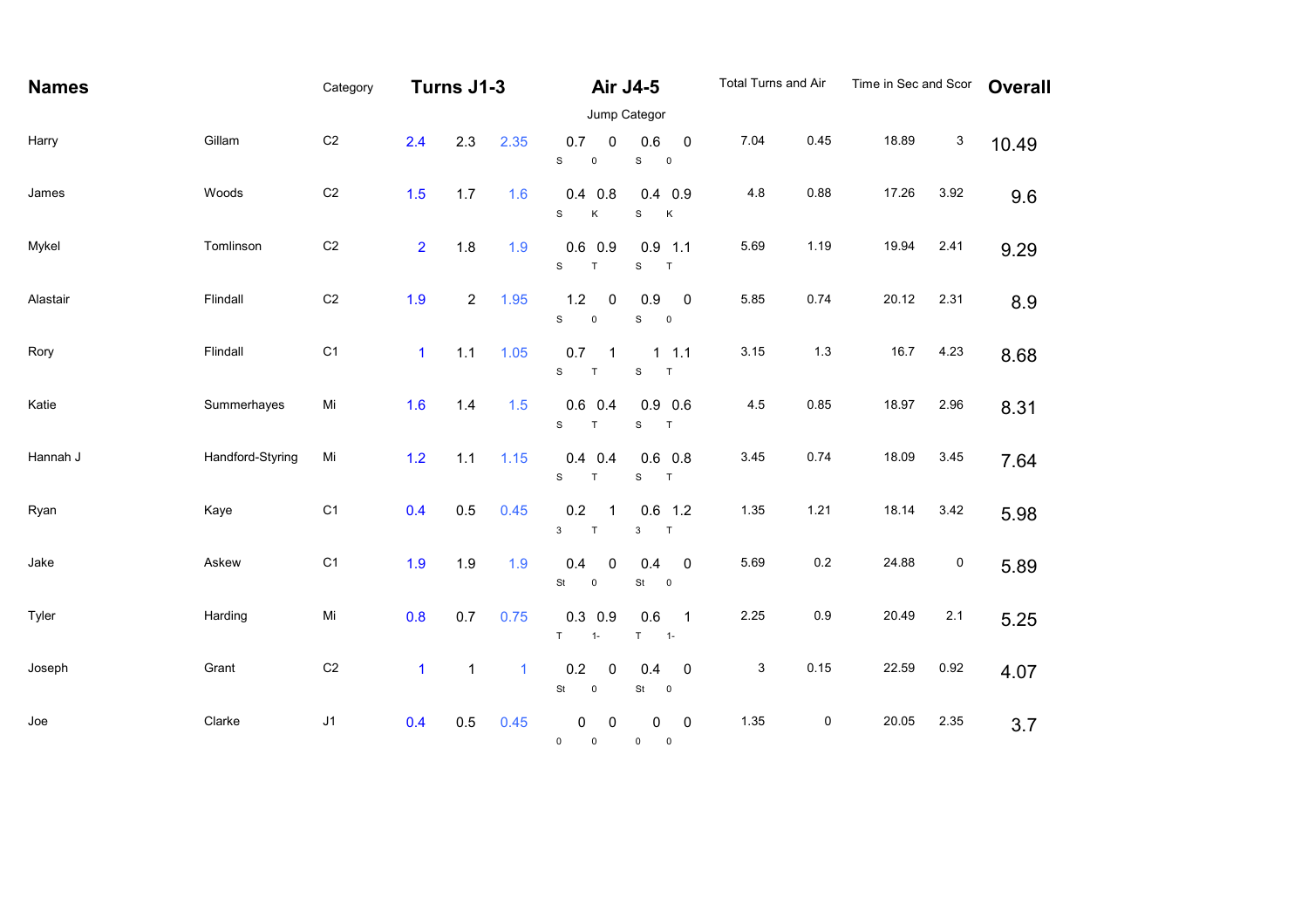| Names | | Category | Turns J1-3 | | | Air J4-5 | | | | Total Turns and Air | | Time in Sec and Scor | | Overall |
|---|---|---|---|---|---|---|---|---|---|---|---|---|---|---|
| | | | | | | Jump Categor | | | | | | | | |
| Harry | Gillam | C2 | 2.4 | 2.3 | 2.35 | 0.7 S | 0 0 | 0.6 S | 0 0 | 7.04 | 0.45 | 18.89 | 3 | 10.49 |
| James | Woods | C2 | 1.5 | 1.7 | 1.6 | 0.4 S | 0.8 K | 0.4 S | 0.9 K | 4.8 | 0.88 | 17.26 | 3.92 | 9.6 |
| Mykel | Tomlinson | C2 | 2 | 1.8 | 1.9 | 0.6 S | 0.9 T | 0.9 S | 1.1 T | 5.69 | 1.19 | 19.94 | 2.41 | 9.29 |
| Alastair | Flindall | C2 | 1.9 | 2 | 1.95 | 1.2 S | 0 0 | 0.9 S | 0 0 | 5.85 | 0.74 | 20.12 | 2.31 | 8.9 |
| Rory | Flindall | C1 | 1 | 1.1 | 1.05 | 0.7 S | 1 T | 1 S | 1.1 T | 3.15 | 1.3 | 16.7 | 4.23 | 8.68 |
| Katie | Summerhayes | Mi | 1.6 | 1.4 | 1.5 | 0.6 S | 0.4 T | 0.9 S | 0.6 T | 4.5 | 0.85 | 18.97 | 2.96 | 8.31 |
| Hannah J | Handford-Styring | Mi | 1.2 | 1.1 | 1.15 | 0.4 S | 0.4 T | 0.6 S | 0.8 T | 3.45 | 0.74 | 18.09 | 3.45 | 7.64 |
| Ryan | Kaye | C1 | 0.4 | 0.5 | 0.45 | 0.2 3 | 1 T | 0.6 3 | 1.2 T | 1.35 | 1.21 | 18.14 | 3.42 | 5.98 |
| Jake | Askew | C1 | 1.9 | 1.9 | 1.9 | 0.4 St | 0 0 | 0.4 St | 0 0 | 5.69 | 0.2 | 24.88 | 0 | 5.89 |
| Tyler | Harding | Mi | 0.8 | 0.7 | 0.75 | 0.3 T | 0.9 1- | 0.6 T | 1 1- | 2.25 | 0.9 | 20.49 | 2.1 | 5.25 |
| Joseph | Grant | C2 | 1 | 1 | 1 | 0.2 St | 0 0 | 0.4 St | 0 0 | 3 | 0.15 | 22.59 | 0.92 | 4.07 |
| Joe | Clarke | J1 | 0.4 | 0.5 | 0.45 | 0 0 | 0 0 | 0 0 | 0 0 | 1.35 | 0 | 20.05 | 2.35 | 3.7 |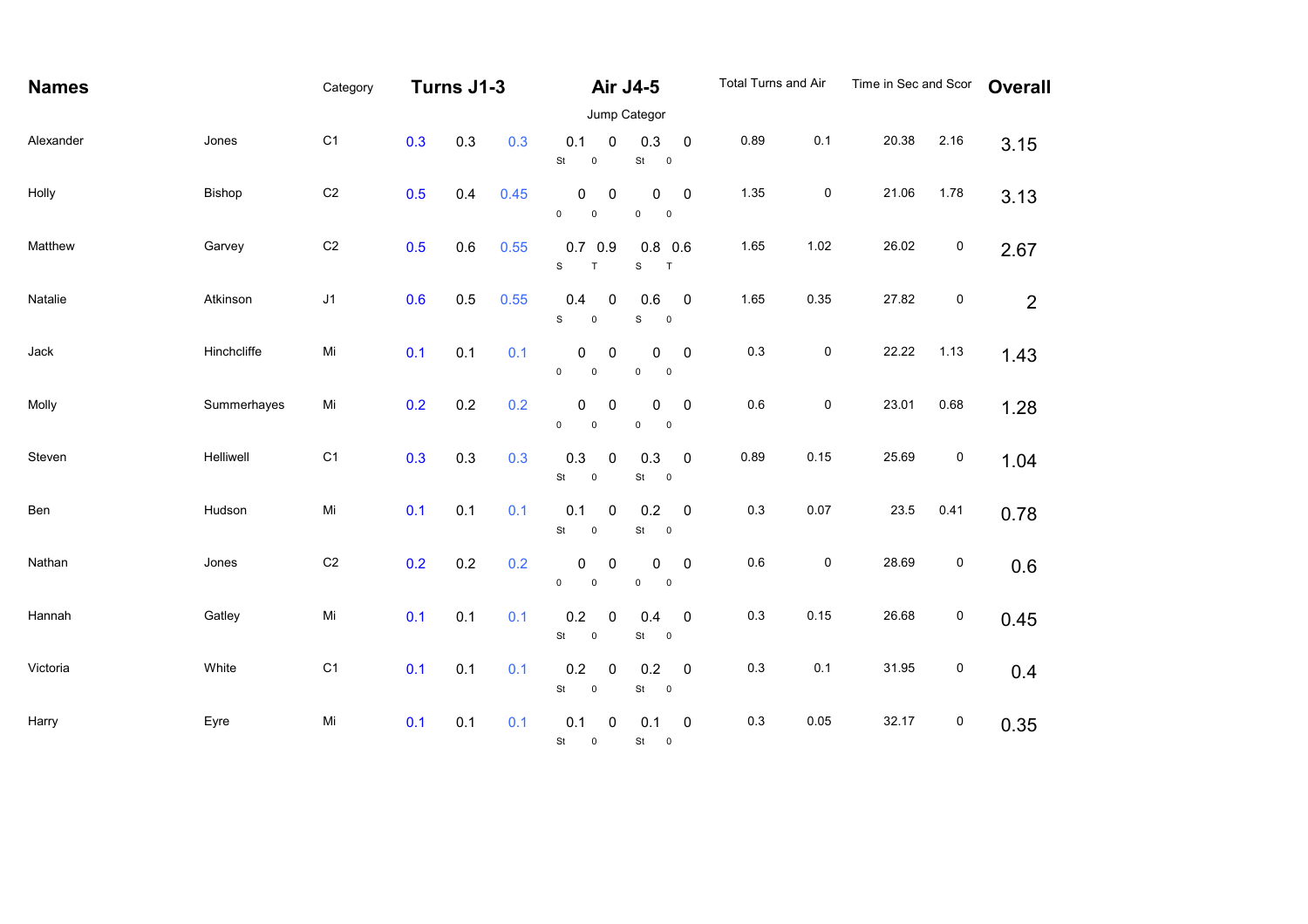| Names | | Category | Turns J1-3 | | | Air J4-5 | | | | | | | | Total Turns and Air | | Time in Sec and Scor | | Overall |
|---|---|---|---|---|---|---|---|---|---|---|---|---|---|---|---|---|---|---|
| | | | | | | Jump Categor | | | | | | | | | | | | |
| Alexander | Jones | C1 | 0.3 | 0.3 | 0.3 | 0.1 | 0 | 0.3 | 0 | St | 0 | St | 0 | 0.89 | 0.1 | 20.38 | 2.16 | 3.15 |
| Holly | Bishop | C2 | 0.5 | 0.4 | 0.45 | 0 | 0 | 0 | 0 | 0 | 0 | 0 | 0 | 1.35 | 0 | 21.06 | 1.78 | 3.13 |
| Matthew | Garvey | C2 | 0.5 | 0.6 | 0.55 | 0.7 | 0.9 | 0.8 | 0.6 | S | T | S | T | 1.65 | 1.02 | 26.02 | 0 | 2.67 |
| Natalie | Atkinson | J1 | 0.6 | 0.5 | 0.55 | 0.4 | 0 | 0.6 | 0 | S | 0 | S | 0 | 1.65 | 0.35 | 27.82 | 0 | 2 |
| Jack | Hinchcliffe | Mi | 0.1 | 0.1 | 0.1 | 0 | 0 | 0 | 0 | 0 | 0 | 0 | 0 | 0.3 | 0 | 22.22 | 1.13 | 1.43 |
| Molly | Summerhayes | Mi | 0.2 | 0.2 | 0.2 | 0 | 0 | 0 | 0 | 0 | 0 | 0 | 0 | 0.6 | 0 | 23.01 | 0.68 | 1.28 |
| Steven | Helliwell | C1 | 0.3 | 0.3 | 0.3 | 0.3 | 0 | 0.3 | 0 | St | 0 | St | 0 | 0.89 | 0.15 | 25.69 | 0 | 1.04 |
| Ben | Hudson | Mi | 0.1 | 0.1 | 0.1 | 0.1 | 0 | 0.2 | 0 | St | 0 | St | 0 | 0.3 | 0.07 | 23.5 | 0.41 | 0.78 |
| Nathan | Jones | C2 | 0.2 | 0.2 | 0.2 | 0 | 0 | 0 | 0 | 0 | 0 | 0 | 0 | 0.6 | 0 | 28.69 | 0 | 0.6 |
| Hannah | Gatley | Mi | 0.1 | 0.1 | 0.1 | 0.2 | 0 | 0.4 | 0 | St | 0 | St | 0 | 0.3 | 0.15 | 26.68 | 0 | 0.45 |
| Victoria | White | C1 | 0.1 | 0.1 | 0.1 | 0.2 | 0 | 0.2 | 0 | St | 0 | St | 0 | 0.3 | 0.1 | 31.95 | 0 | 0.4 |
| Harry | Eyre | Mi | 0.1 | 0.1 | 0.1 | 0.1 | 0 | 0.1 | 0 | St | 0 | St | 0 | 0.3 | 0.05 | 32.17 | 0 | 0.35 |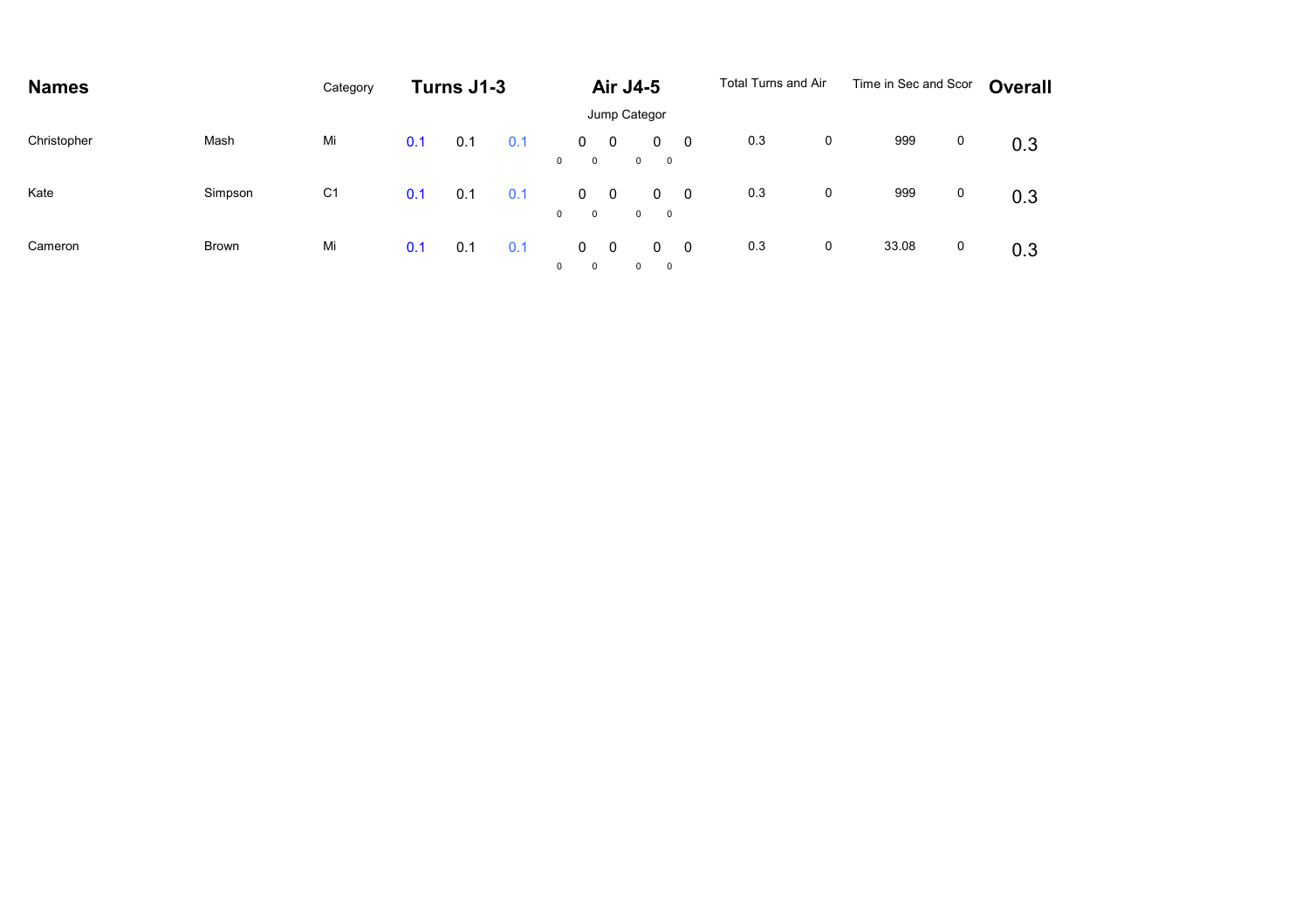| Names | | Category | Turns J1-3 | | | Air J4-5 | | | | Total Turns and Air | | Time in Sec and Scor | | Overall |
|---|---|---|---|---|---|---|---|---|---|---|---|---|---|---|
| | | | | | | Jump Categor | | | | | | | | |
| Christopher | Mash | Mi | 0.1 | 0.1 | 0.1 | 0 | 0 | 0 | 0 | 0.3 | 0 | 999 | 0 | 0.3 |
| | | | | | | 0 | 0 | 0 | 0 | | | | | |
| Kate | Simpson | C1 | 0.1 | 0.1 | 0.1 | 0 | 0 | 0 | 0 | 0.3 | 0 | 999 | 0 | 0.3 |
| | | | | | | 0 | 0 | 0 | 0 | | | | | |
| Cameron | Brown | Mi | 0.1 | 0.1 | 0.1 | 0 | 0 | 0 | 0 | 0.3 | 0 | 33.08 | 0 | 0.3 |
| | | | | | | 0 | 0 | 0 | 0 | | | | | |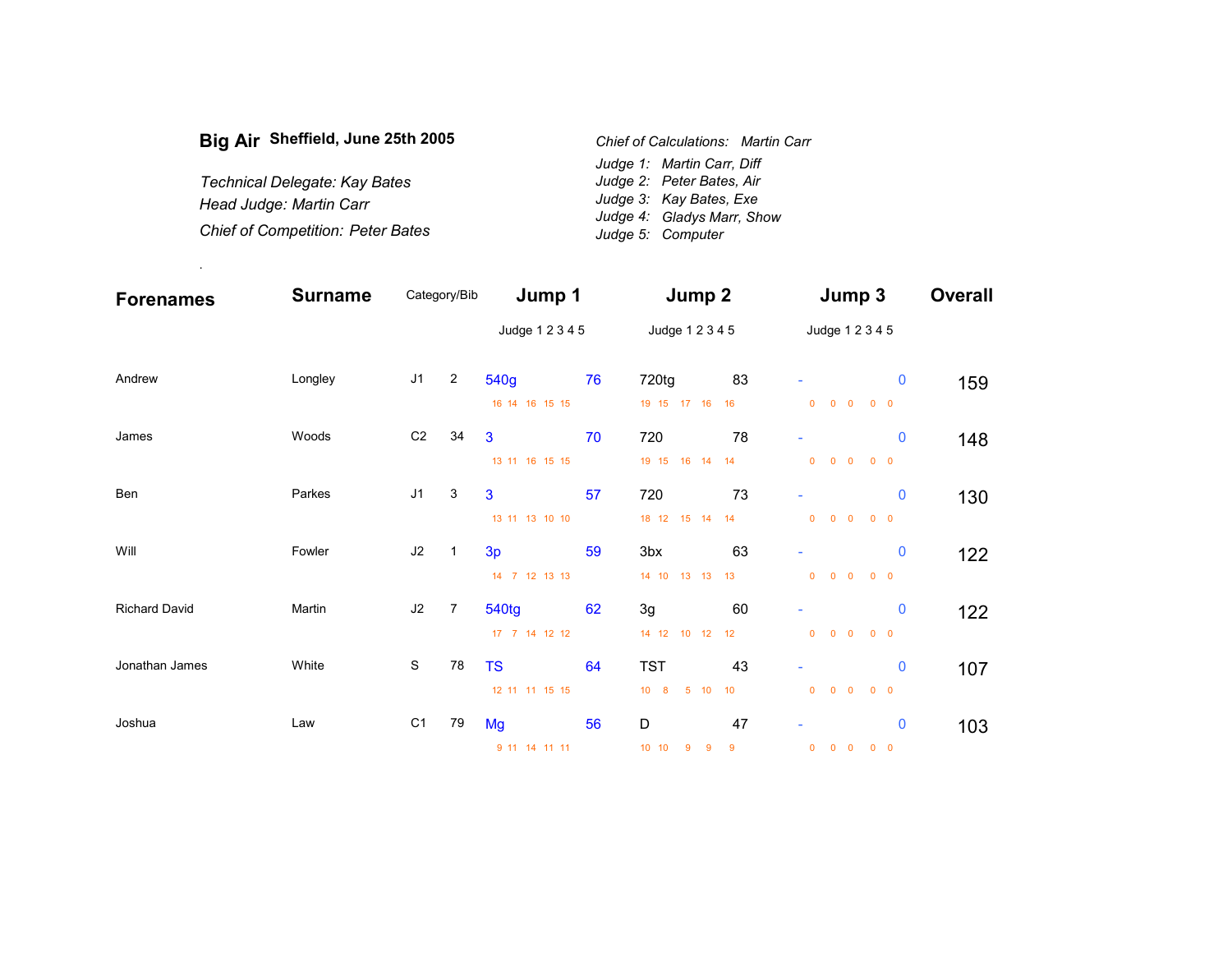**Big Air** **Sheffield, June 25th 2005**

*Technical Delegate: Kay Bates*
*Head Judge: Martin Carr*
*Chief of Competition: Peter Bates*

*Chief of Calculations: Martin Carr*
*Judge 1: Martin Carr, Diff*
*Judge 2: Peter Bates, Air*
*Judge 3: Kay Bates, Exe*
*Judge 4: Gladys Marr, Show*
*Judge 5: Computer*

| Forenames | Surname | Category/Bib | | Jump 1 | | Jump 2 | | Jump 3 | | Overall |
|---|---|---|---|---|---|---|---|---|---|---|
| | | | | Judge 1 2 3 4 5 | | Judge 1 2 3 4 5 | | Judge 1 2 3 4 5 | | |
| Andrew | Longley | J1 | 2 | 540g | 76 | 720tg | 83 | - | 0 | 159 |
| | | | | 16 14 16 15 15 | | 19 15 17 16 16 | | 0 0 0 0 0 | | |
| James | Woods | C2 | 34 | 3 | 70 | 720 | 78 | - | 0 | 148 |
| | | | | 13 11 16 15 15 | | 19 15 16 14 14 | | 0 0 0 0 0 | | |
| Ben | Parkes | J1 | 3 | 3 | 57 | 720 | 73 | - | 0 | 130 |
| | | | | 13 11 13 10 10 | | 18 12 15 14 14 | | 0 0 0 0 0 | | |
| Will | Fowler | J2 | 1 | 3p | 59 | 3bx | 63 | - | 0 | 122 |
| | | | | 14 7 12 13 13 | | 14 10 13 13 13 | | 0 0 0 0 0 | | |
| Richard David | Martin | J2 | 7 | 540tg | 62 | 3g | 60 | - | 0 | 122 |
| | | | | 17 7 14 12 12 | | 14 12 10 12 12 | | 0 0 0 0 0 | | |
| Jonathan James | White | S | 78 | TS | 64 | TST | 43 | - | 0 | 107 |
| | | | | 12 11 11 15 15 | | 10 8 5 10 10 | | 0 0 0 0 0 | | |
| Joshua | Law | C1 | 79 | Mg | 56 | D | 47 | - | 0 | 103 |
| | | | | 9 11 14 11 11 | | 10 10 9 9 9 | | 0 0 0 0 0 | | |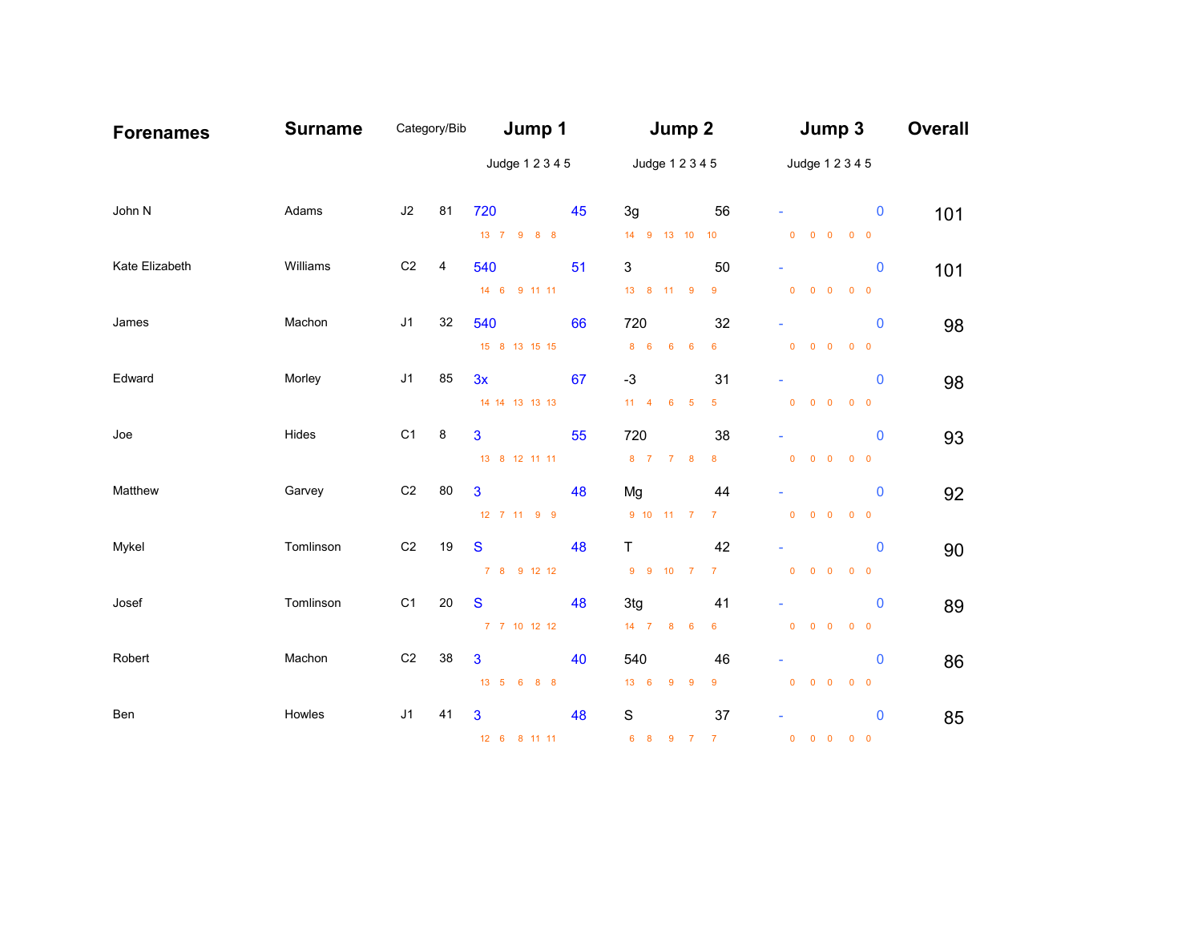| Forenames | Surname | Category/Bib | | Jump 1<br>Judge 1 2 3 4 5 | | Jump 2<br>Judge 1 2 3 4 5 | | Jump 3<br>Judge 1 2 3 4 5 | | Overall |
|---|---|---|---|---|---|---|---|---|---|---|
| John N | Adams | J2 | 81 | 720<br>13 7 9 8 8 | 45 | 3g<br>14 9 13 10 10 | 56 | -<br>0 0 0 0 0 | 0 | 101 |
| Kate Elizabeth | Williams | C2 | 4 | 540<br>14 6 9 11 11 | 51 | 3<br>13 8 11 9 9 | 50 | -<br>0 0 0 0 0 | 0 | 101 |
| James | Machon | J1 | 32 | 540<br>15 8 13 15 15 | 66 | 720<br>8 6 6 6 6 | 32 | -<br>0 0 0 0 0 | 0 | 98 |
| Edward | Morley | J1 | 85 | 3x<br>14 14 13 13 13 | 67 | -3<br>11 4 6 5 5 | 31 | -<br>0 0 0 0 0 | 0 | 98 |
| Joe | Hides | C1 | 8 | 3<br>13 8 12 11 11 | 55 | 720<br>8 7 7 8 8 | 38 | -<br>0 0 0 0 0 | 0 | 93 |
| Matthew | Garvey | C2 | 80 | 3<br>12 7 11 9 9 | 48 | Mg<br>9 10 11 7 7 | 44 | -<br>0 0 0 0 0 | 0 | 92 |
| Mykel | Tomlinson | C2 | 19 | S<br>7 8 9 12 12 | 48 | T<br>9 9 10 7 7 | 42 | -<br>0 0 0 0 0 | 0 | 90 |
| Josef | Tomlinson | C1 | 20 | S<br>7 7 10 12 12 | 48 | 3tg<br>14 7 8 6 6 | 41 | -<br>0 0 0 0 0 | 0 | 89 |
| Robert | Machon | C2 | 38 | 3<br>13 5 6 8 8 | 40 | 540<br>13 6 9 9 9 | 46 | -<br>0 0 0 0 0 | 0 | 86 |
| Ben | Howles | J1 | 41 | 3<br>12 6 8 11 11 | 48 | S<br>6 8 9 7 7 | 37 | -<br>0 0 0 0 0 | 0 | 85 |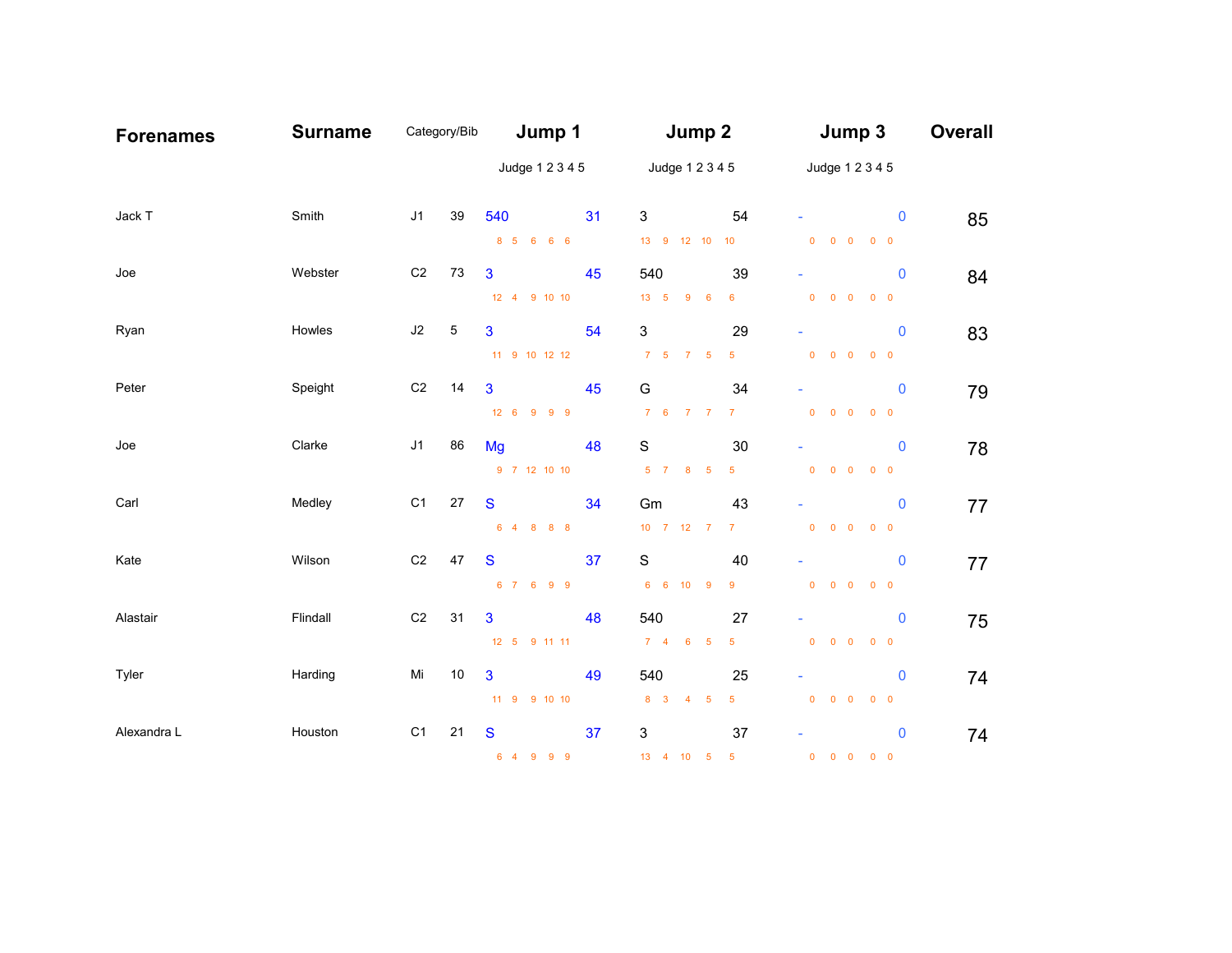| Forenames | Surname | Category/Bib | | Jump 1 | | Jump 2 | | Jump 3 | | Overall |
|---|---|---|---|---|---|---|---|---|---|---|
| | | | | Judge 1 2 3 4 5 | | Judge 1 2 3 4 5 | | Judge 1 2 3 4 5 | | |
| Jack T | Smith | J1 | 39 | 540 | 31 | 3 | 54 | - | 0 | 85 |
| | | | | 8 5 6 6 6 | | 13 9 12 10 10 | | 0 0 0 0 0 | | |
| Joe | Webster | C2 | 73 | 3 | 45 | 540 | 39 | - | 0 | 84 |
| | | | | 12 4 9 10 10 | | 13 5 9 6 6 | | 0 0 0 0 0 | | |
| Ryan | Howles | J2 | 5 | 3 | 54 | 3 | 29 | - | 0 | 83 |
| | | | | 11 9 10 12 12 | | 7 5 7 5 5 | | 0 0 0 0 0 | | |
| Peter | Speight | C2 | 14 | 3 | 45 | G | 34 | - | 0 | 79 |
| | | | | 12 6 9 9 9 | | 7 6 7 7 7 | | 0 0 0 0 0 | | |
| Joe | Clarke | J1 | 86 | Mg | 48 | S | 30 | - | 0 | 78 |
| | | | | 9 7 12 10 10 | | 5 7 8 5 5 | | 0 0 0 0 0 | | |
| Carl | Medley | C1 | 27 | S | 34 | Gm | 43 | - | 0 | 77 |
| | | | | 6 4 8 8 8 | | 10 7 12 7 7 | | 0 0 0 0 0 | | |
| Kate | Wilson | C2 | 47 | S | 37 | S | 40 | - | 0 | 77 |
| | | | | 6 7 6 9 9 | | 6 6 10 9 9 | | 0 0 0 0 0 | | |
| Alastair | Flindall | C2 | 31 | 3 | 48 | 540 | 27 | - | 0 | 75 |
| | | | | 12 5 9 11 11 | | 7 4 6 5 5 | | 0 0 0 0 0 | | |
| Tyler | Harding | Mi | 10 | 3 | 49 | 540 | 25 | - | 0 | 74 |
| | | | | 11 9 9 10 10 | | 8 3 4 5 5 | | 0 0 0 0 0 | | |
| Alexandra L | Houston | C1 | 21 | S | 37 | 3 | 37 | - | 0 | 74 |
| | | | | 6 4 9 9 9 | | 13 4 10 5 5 | | 0 0 0 0 0 | | |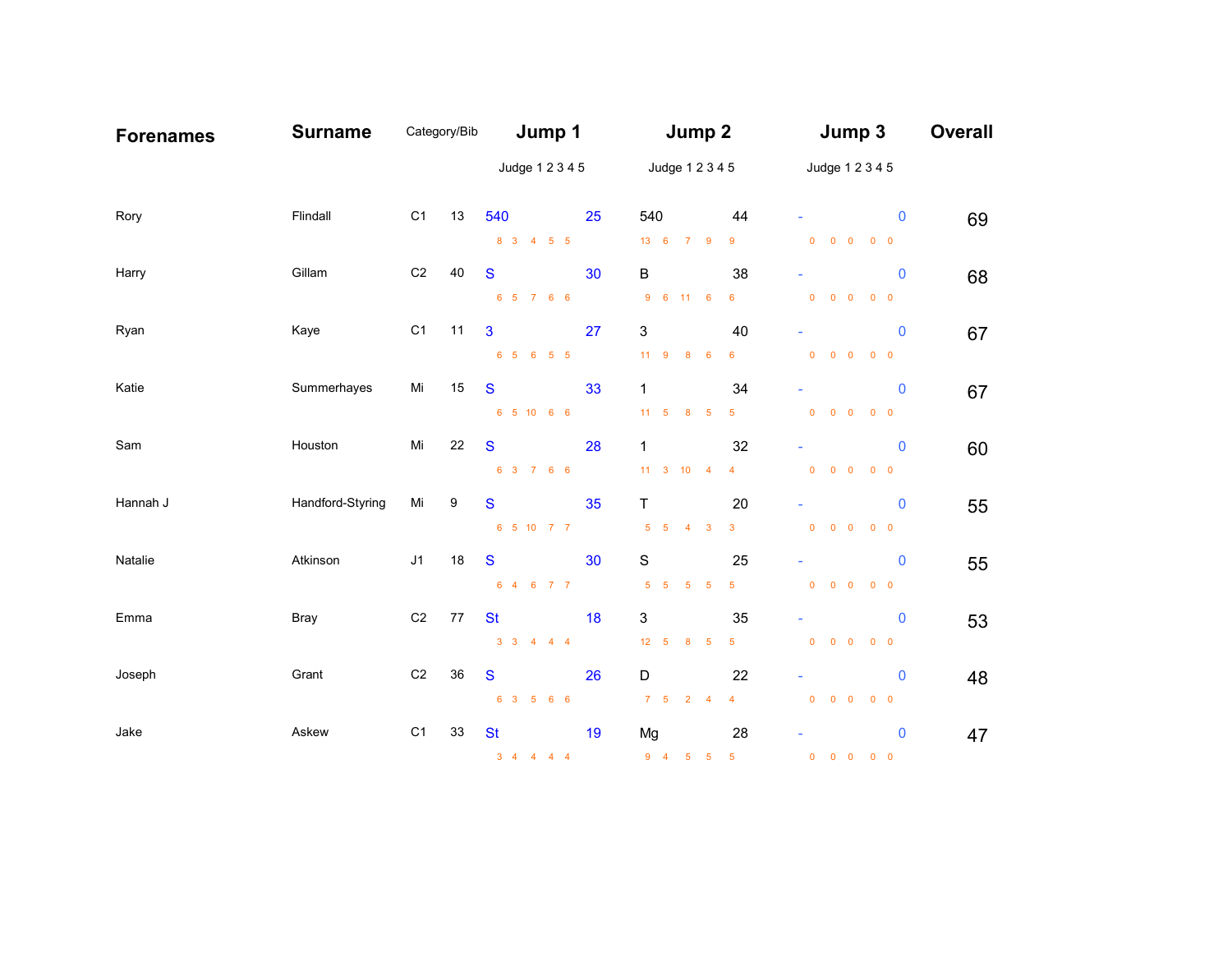| Forenames | Surname | Category/Bib | | Jump 1 Judge 1 2 3 4 5 | | Jump 2 Judge 1 2 3 4 5 | | Jump 3 Judge 1 2 3 4 5 | | Overall |
|---|---|---|---|---|---|---|---|---|---|---|
| Rory | Flindall | C1 | 13 | 540 | 25 | 540 | 44 | - | 0 | 69 |
| | | | | 8 3 4 5 5 | | 13 6 7 9 9 | | 0 0 0 0 0 | | |
| Harry | Gillam | C2 | 40 | S | 30 | B | 38 | - | 0 | 68 |
| | | | | 6 5 7 6 6 | | 9 6 11 6 6 | | 0 0 0 0 0 | | |
| Ryan | Kaye | C1 | 11 | 3 | 27 | 3 | 40 | - | 0 | 67 |
| | | | | 6 5 6 5 5 | | 11 9 8 6 6 | | 0 0 0 0 0 | | |
| Katie | Summerhayes | Mi | 15 | S | 33 | 1 | 34 | - | 0 | 67 |
| | | | | 6 5 10 6 6 | | 11 5 8 5 5 | | 0 0 0 0 0 | | |
| Sam | Houston | Mi | 22 | S | 28 | 1 | 32 | - | 0 | 60 |
| | | | | 6 3 7 6 6 | | 11 3 10 4 4 | | 0 0 0 0 0 | | |
| Hannah J | Handford-Styring | Mi | 9 | S | 35 | T | 20 | - | 0 | 55 |
| | | | | 6 5 10 7 7 | | 5 5 4 3 3 | | 0 0 0 0 0 | | |
| Natalie | Atkinson | J1 | 18 | S | 30 | S | 25 | - | 0 | 55 |
| | | | | 6 4 6 7 7 | | 5 5 5 5 5 | | 0 0 0 0 0 | | |
| Emma | Bray | C2 | 77 | St | 18 | 3 | 35 | - | 0 | 53 |
| | | | | 3 3 4 4 4 | | 12 5 8 5 5 | | 0 0 0 0 0 | | |
| Joseph | Grant | C2 | 36 | S | 26 | D | 22 | - | 0 | 48 |
| | | | | 6 3 5 6 6 | | 7 5 2 4 4 | | 0 0 0 0 0 | | |
| Jake | Askew | C1 | 33 | St | 19 | Mg | 28 | - | 0 | 47 |
| | | | | 3 4 4 4 4 | | 9 4 5 5 5 | | 0 0 0 0 0 | | |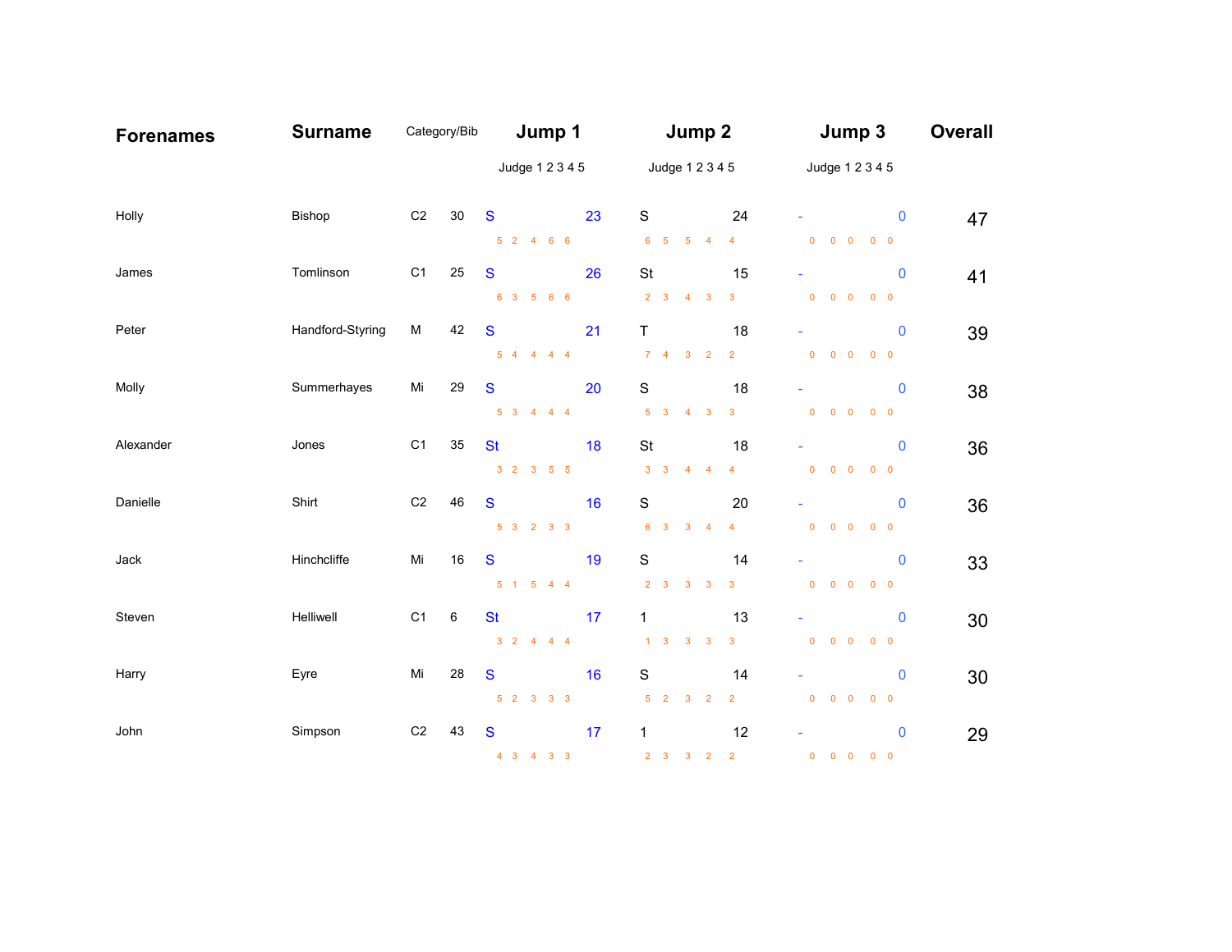| Forenames | Surname | Category/Bib | | Jump 1 | | Jump 2 | | Jump 3 | | Overall |
|---|---|---|---|---|---|---|---|---|---|---|
| | | | | Judge 1 2 3 4 5 | | Judge 1 2 3 4 5 | | Judge 1 2 3 4 5 | | |
| Holly | Bishop | C2 | 30 | S | 23 | S | 24 | - | 0 | 47 |
| | | | | 5 2 4 6 6 | | 6 5 5 4 4 | | 0 0 0 0 0 | | |
| James | Tomlinson | C1 | 25 | S | 26 | St | 15 | - | 0 | 41 |
| | | | | 6 3 5 6 6 | | 2 3 4 3 3 | | 0 0 0 0 0 | | |
| Peter | Handford-Styring | M | 42 | S | 21 | T | 18 | - | 0 | 39 |
| | | | | 5 4 4 4 4 | | 7 4 3 2 2 | | 0 0 0 0 0 | | |
| Molly | Summerhayes | Mi | 29 | S | 20 | S | 18 | - | 0 | 38 |
| | | | | 5 3 4 4 4 | | 5 3 4 3 3 | | 0 0 0 0 0 | | |
| Alexander | Jones | C1 | 35 | St | 18 | St | 18 | - | 0 | 36 |
| | | | | 3 2 3 5 5 | | 3 3 4 4 4 | | 0 0 0 0 0 | | |
| Danielle | Shirt | C2 | 46 | S | 16 | S | 20 | - | 0 | 36 |
| | | | | 5 3 2 3 3 | | 6 3 3 4 4 | | 0 0 0 0 0 | | |
| Jack | Hinchcliffe | Mi | 16 | S | 19 | S | 14 | - | 0 | 33 |
| | | | | 5 1 5 4 4 | | 2 3 3 3 3 | | 0 0 0 0 0 | | |
| Steven | Helliwell | C1 | 6 | St | 17 | 1 | 13 | - | 0 | 30 |
| | | | | 3 2 4 4 4 | | 1 3 3 3 3 | | 0 0 0 0 0 | | |
| Harry | Eyre | Mi | 28 | S | 16 | S | 14 | - | 0 | 30 |
| | | | | 5 2 3 3 3 | | 5 2 3 2 2 | | 0 0 0 0 0 | | |
| John | Simpson | C2 | 43 | S | 17 | 1 | 12 | - | 0 | 29 |
| | | | | 4 3 4 3 3 | | 2 3 3 2 2 | | 0 0 0 0 0 | | |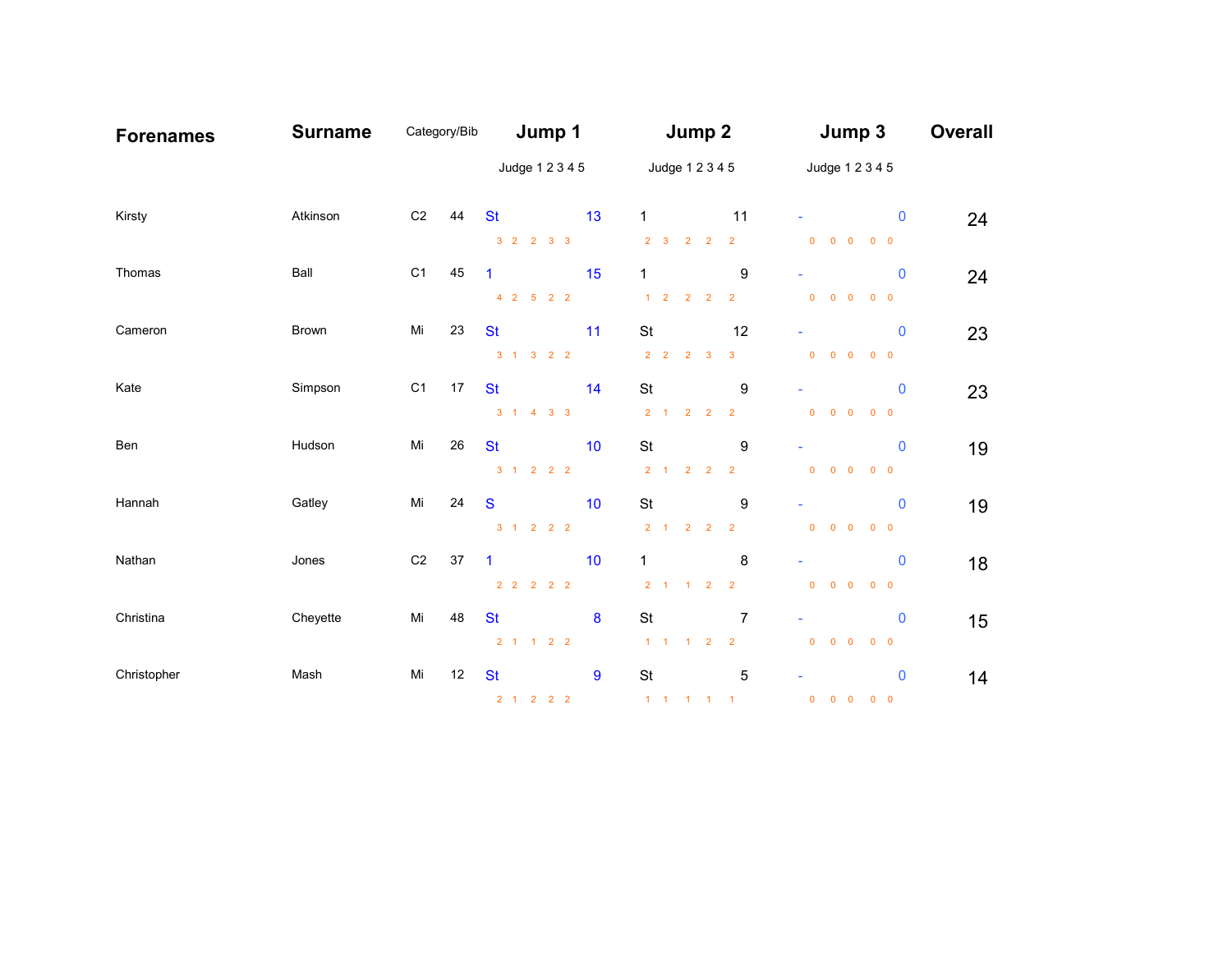| Forenames | Surname | Category/Bib | | Jump 1 | | Jump 2 | | Jump 3 | | Overall |
|---|---|---|---|---|---|---|---|---|---|---|
| | | | | Judge 1 2 3 4 5 | | Judge 1 2 3 4 5 | | Judge 1 2 3 4 5 | | |
| Kirsty | Atkinson | C2 | 44 | St | 13 | 1 | 11 | - | 0 | 24 |
| | | | | 3 2 2 3 3 | | 2 3 2 2 2 | | 0 0 0 0 0 | | |
| Thomas | Ball | C1 | 45 | 1 | 15 | 1 | 9 | - | 0 | 24 |
| | | | | 4 2 5 2 2 | | 1 2 2 2 2 | | 0 0 0 0 0 | | |
| Cameron | Brown | Mi | 23 | St | 11 | St | 12 | - | 0 | 23 |
| | | | | 3 1 3 2 2 | | 2 2 2 3 3 | | 0 0 0 0 0 | | |
| Kate | Simpson | C1 | 17 | St | 14 | St | 9 | - | 0 | 23 |
| | | | | 3 1 4 3 3 | | 2 1 2 2 2 | | 0 0 0 0 0 | | |
| Ben | Hudson | Mi | 26 | St | 10 | St | 9 | - | 0 | 19 |
| | | | | 3 1 2 2 2 | | 2 1 2 2 2 | | 0 0 0 0 0 | | |
| Hannah | Gatley | Mi | 24 | S | 10 | St | 9 | - | 0 | 19 |
| | | | | 3 1 2 2 2 | | 2 1 2 2 2 | | 0 0 0 0 0 | | |
| Nathan | Jones | C2 | 37 | 1 | 10 | 1 | 8 | - | 0 | 18 |
| | | | | 2 2 2 2 2 | | 2 1 1 2 2 | | 0 0 0 0 0 | | |
| Christina | Cheyette | Mi | 48 | St | 8 | St | 7 | - | 0 | 15 |
| | | | | 2 1 1 2 2 | | 1 1 1 2 2 | | 0 0 0 0 0 | | |
| Christopher | Mash | Mi | 12 | St | 9 | St | 5 | - | 0 | 14 |
| | | | | 2 1 2 2 2 | | 1 1 1 1 1 | | 0 0 0 0 0 | | |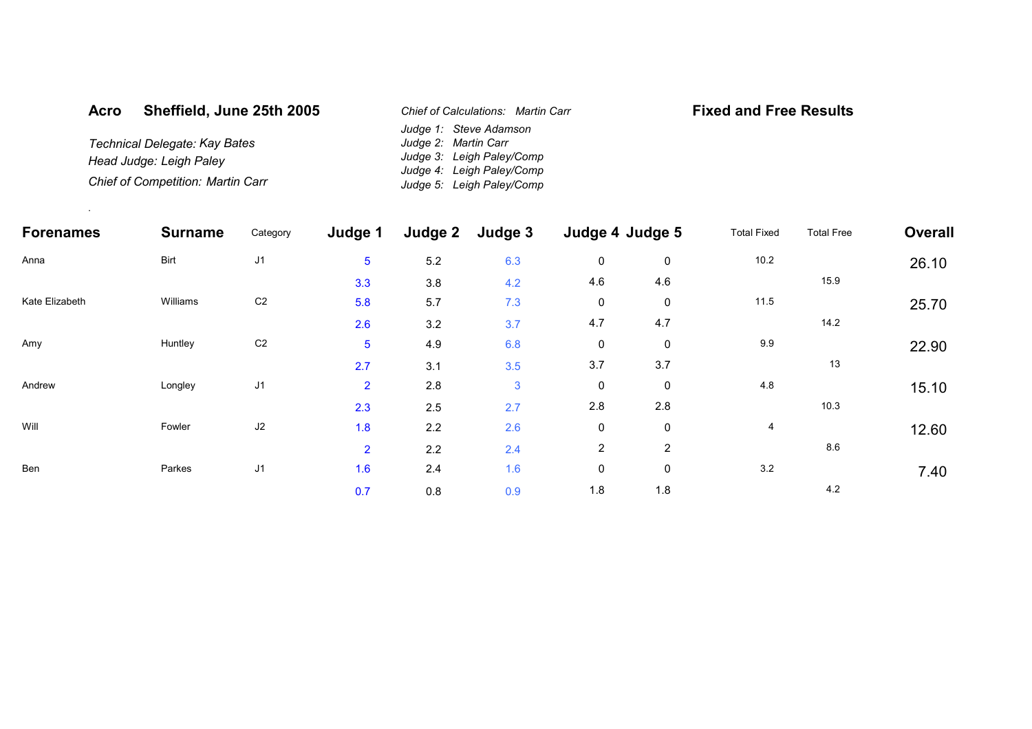**Acro** **Sheffield, June 25th 2005**

*Technical Delegate: Kay Bates*
*Head Judge: Leigh Paley*
*Chief of Competition: Martin Carr*

*Chief of Calculations: Martin Carr*
*Judge 1: Steve Adamson*
*Judge 2: Martin Carr*
*Judge 3: Leigh Paley/Comp*
*Judge 4: Leigh Paley/Comp*
*Judge 5: Leigh Paley/Comp*

**Fixed and Free Results**

| Forenames | Surname | Category | Judge 1 | Judge 2 | Judge 3 | Judge 4 | Judge 5 | Total Fixed | Total Free | Overall |
|---|---|---|---|---|---|---|---|---|---|---|
| Anna | Birt | J1 | 5 | 5.2 | 6.3 | 0 | 0 | 10.2 | | 26.10 |
| | | | 3.3 | 3.8 | 4.2 | 4.6 | 4.6 | | 15.9 | |
| Kate Elizabeth | Williams | C2 | 5.8 | 5.7 | 7.3 | 0 | 0 | 11.5 | | 25.70 |
| | | | 2.6 | 3.2 | 3.7 | 4.7 | 4.7 | | 14.2 | |
| Amy | Huntley | C2 | 5 | 4.9 | 6.8 | 0 | 0 | 9.9 | | 22.90 |
| | | | 2.7 | 3.1 | 3.5 | 3.7 | 3.7 | | 13 | |
| Andrew | Longley | J1 | 2 | 2.8 | 3 | 0 | 0 | 4.8 | | 15.10 |
| | | | 2.3 | 2.5 | 2.7 | 2.8 | 2.8 | | 10.3 | |
| Will | Fowler | J2 | 1.8 | 2.2 | 2.6 | 0 | 0 | 4 | | 12.60 |
| | | | 2 | 2.2 | 2.4 | 2 | 2 | | 8.6 | |
| Ben | Parkes | J1 | 1.6 | 2.4 | 1.6 | 0 | 0 | 3.2 | | 7.40 |
| | | | 0.7 | 0.8 | 0.9 | 1.8 | 1.8 | | 4.2 | |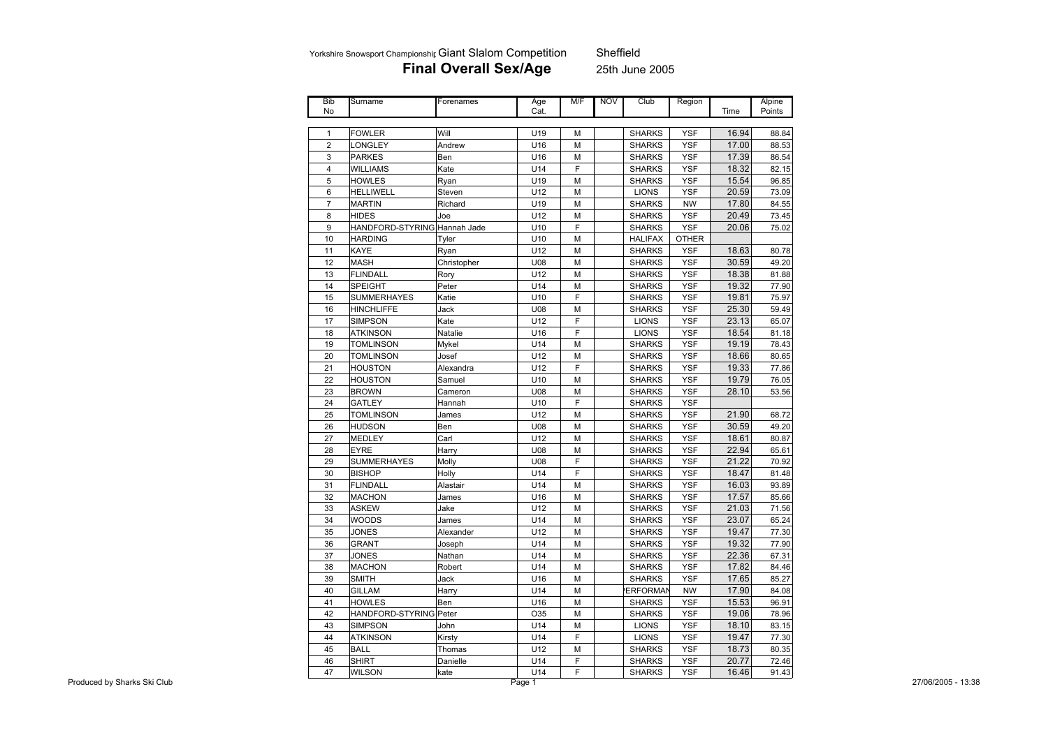Yorkshire Snowsport Championship Giant Slalom Competition Sheffield

## Final Overall Sex/Age

25th June 2005

| Bib No | Surname | Forenames | Age Cat. | M/F | NOV | Club | Region | Time | Alpine Points |
|---|---|---|---|---|---|---|---|---|---|
| 1 | FOWLER | Will | U19 | M | | SHARKS | YSF | 16.94 | 88.84 |
| 2 | LONGLEY | Andrew | U16 | M | | SHARKS | YSF | 17.00 | 88.53 |
| 3 | PARKES | Ben | U16 | M | | SHARKS | YSF | 17.39 | 86.54 |
| 4 | WILLIAMS | Kate | U14 | F | | SHARKS | YSF | 18.32 | 82.15 |
| 5 | HOWLES | Ryan | U19 | M | | SHARKS | YSF | 15.54 | 96.85 |
| 6 | HELLIWELL | Steven | U12 | M | | LIONS | YSF | 20.59 | 73.09 |
| 7 | MARTIN | Richard | U19 | M | | SHARKS | NW | 17.80 | 84.55 |
| 8 | HIDES | Joe | U12 | M | | SHARKS | YSF | 20.49 | 73.45 |
| 9 | HANDFORD-STYRING | Hannah Jade | U10 | F | | SHARKS | YSF | 20.06 | 75.02 |
| 10 | HARDING | Tyler | U10 | M | | HALIFAX | OTHER | | |
| 11 | KAYE | Ryan | U12 | M | | SHARKS | YSF | 18.63 | 80.78 |
| 12 | MASH | Christopher | U08 | M | | SHARKS | YSF | 30.59 | 49.20 |
| 13 | FLINDALL | Rory | U12 | M | | SHARKS | YSF | 18.38 | 81.88 |
| 14 | SPEIGHT | Peter | U14 | M | | SHARKS | YSF | 19.32 | 77.90 |
| 15 | SUMMERHAYES | Katie | U10 | F | | SHARKS | YSF | 19.81 | 75.97 |
| 16 | HINCHLIFFE | Jack | U08 | M | | SHARKS | YSF | 25.30 | 59.49 |
| 17 | SIMPSON | Kate | U12 | F | | LIONS | YSF | 23.13 | 65.07 |
| 18 | ATKINSON | Natalie | U16 | F | | LIONS | YSF | 18.54 | 81.18 |
| 19 | TOMLINSON | Mykel | U14 | M | | SHARKS | YSF | 19.19 | 78.43 |
| 20 | TOMLINSON | Josef | U12 | M | | SHARKS | YSF | 18.66 | 80.65 |
| 21 | HOUSTON | Alexandra | U12 | F | | SHARKS | YSF | 19.33 | 77.86 |
| 22 | HOUSTON | Samuel | U10 | M | | SHARKS | YSF | 19.79 | 76.05 |
| 23 | BROWN | Cameron | U08 | M | | SHARKS | YSF | 28.10 | 53.56 |
| 24 | GATLEY | Hannah | U10 | F | | SHARKS | YSF | | |
| 25 | TOMLINSON | James | U12 | M | | SHARKS | YSF | 21.90 | 68.72 |
| 26 | HUDSON | Ben | U08 | M | | SHARKS | YSF | 30.59 | 49.20 |
| 27 | MEDLEY | Carl | U12 | M | | SHARKS | YSF | 18.61 | 80.87 |
| 28 | EYRE | Harry | U08 | M | | SHARKS | YSF | 22.94 | 65.61 |
| 29 | SUMMERHAYES | Molly | U08 | F | | SHARKS | YSF | 21.22 | 70.92 |
| 30 | BISHOP | Holly | U14 | F | | SHARKS | YSF | 18.47 | 81.48 |
| 31 | FLINDALL | Alastair | U14 | M | | SHARKS | YSF | 16.03 | 93.89 |
| 32 | MACHON | James | U16 | M | | SHARKS | YSF | 17.57 | 85.66 |
| 33 | ASKEW | Jake | U12 | M | | SHARKS | YSF | 21.03 | 71.56 |
| 34 | WOODS | James | U14 | M | | SHARKS | YSF | 23.07 | 65.24 |
| 35 | JONES | Alexander | U12 | M | | SHARKS | YSF | 19.47 | 77.30 |
| 36 | GRANT | Joseph | U14 | M | | SHARKS | YSF | 19.32 | 77.90 |
| 37 | JONES | Nathan | U14 | M | | SHARKS | YSF | 22.36 | 67.31 |
| 38 | MACHON | Robert | U14 | M | | SHARKS | YSF | 17.82 | 84.46 |
| 39 | SMITH | Jack | U16 | M | | SHARKS | YSF | 17.65 | 85.27 |
| 40 | GILLAM | Harry | U14 | M | | ERFORMAN | NW | 17.90 | 84.08 |
| 41 | HOWLES | Ben | U16 | M | | SHARKS | YSF | 15.53 | 96.91 |
| 42 | HANDFORD-STYRING | Peter | O35 | M | | SHARKS | YSF | 19.06 | 78.96 |
| 43 | SIMPSON | John | U14 | M | | LIONS | YSF | 18.10 | 83.15 |
| 44 | ATKINSON | Kirsty | U14 | F | | LIONS | YSF | 19.47 | 77.30 |
| 45 | BALL | Thomas | U12 | M | | SHARKS | YSF | 18.73 | 80.35 |
| 46 | SHIRT | Danielle | U14 | F | | SHARKS | YSF | 20.77 | 72.46 |
| 47 | WILSON | kate | U14 | F | | SHARKS | YSF | 16.46 | 91.43 |

Produced by Sharks Ski Club 27/06/2005 - 13:38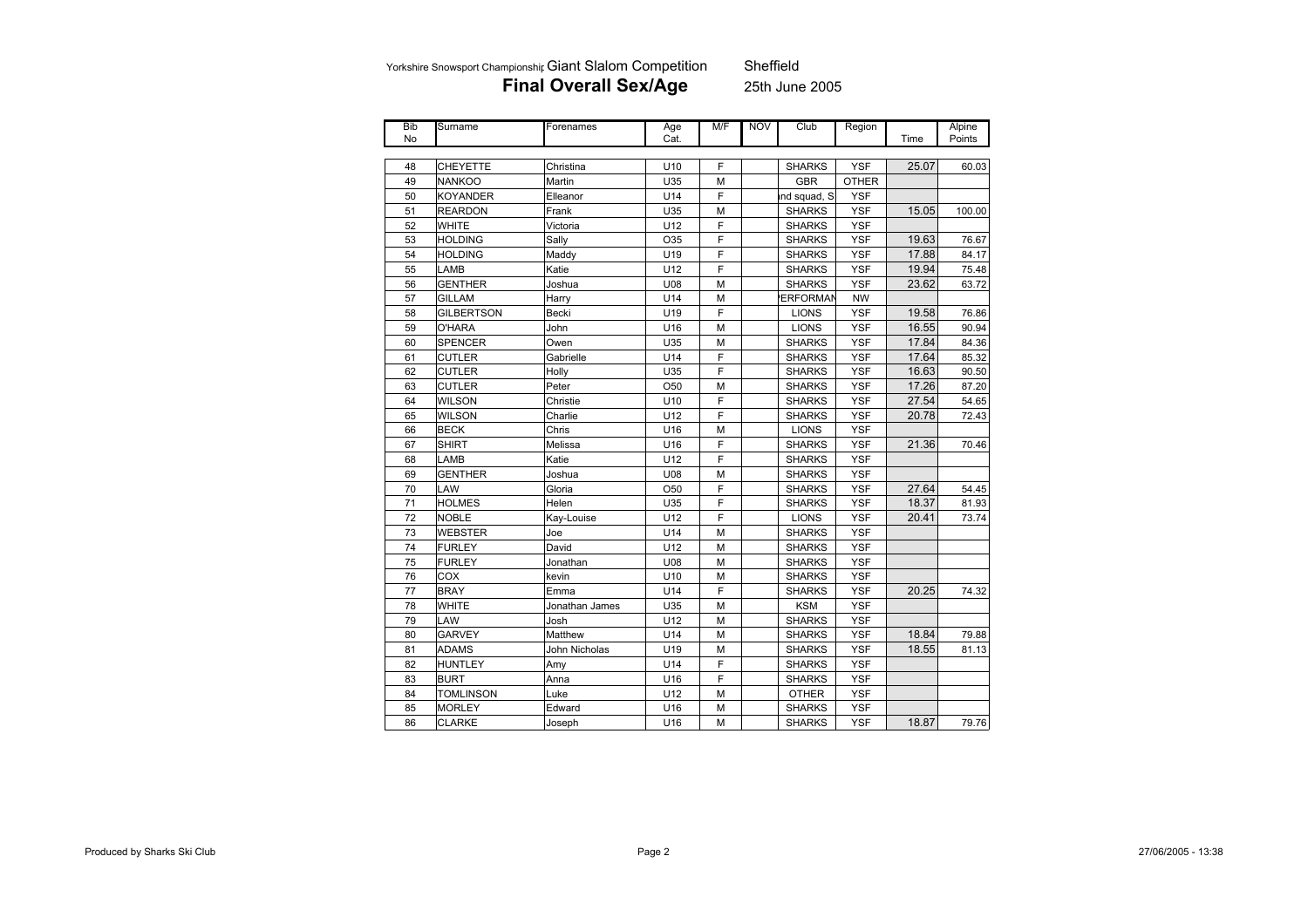Yorkshire Snowsport Championship Giant Slalom Competition Sheffield

**Final Overall Sex/Age** 25th June 2005

| Bib No | Surname | Forenames | Age Cat. | M/F | NOV | Club | Region | Time | Alpine Points |
|---|---|---|---|---|---|---|---|---|---|
| 48 | CHEYETTE | Christina | U10 | F | | SHARKS | YSF | 25.07 | 60.03 |
| 49 | NANKOO | Martin | U35 | M | | GBR | OTHER | | |
| 50 | KOYANDER | Elleanor | U14 | F | | nd squad, S | YSF | | |
| 51 | REARDON | Frank | U35 | M | | SHARKS | YSF | 15.05 | 100.00 |
| 52 | WHITE | Victoria | U12 | F | | SHARKS | YSF | | |
| 53 | HOLDING | Sally | O35 | F | | SHARKS | YSF | 19.63 | 76.67 |
| 54 | HOLDING | Maddy | U19 | F | | SHARKS | YSF | 17.88 | 84.17 |
| 55 | LAMB | Katie | U12 | F | | SHARKS | YSF | 19.94 | 75.48 |
| 56 | GENTHER | Joshua | U08 | M | | SHARKS | YSF | 23.62 | 63.72 |
| 57 | GILLAM | Harry | U14 | M | | ERFORMAN | NW | | |
| 58 | GILBERTSON | Becki | U19 | F | | LIONS | YSF | 19.58 | 76.86 |
| 59 | O'HARA | John | U16 | M | | LIONS | YSF | 16.55 | 90.94 |
| 60 | SPENCER | Owen | U35 | M | | SHARKS | YSF | 17.84 | 84.36 |
| 61 | CUTLER | Gabrielle | U14 | F | | SHARKS | YSF | 17.64 | 85.32 |
| 62 | CUTLER | Holly | U35 | F | | SHARKS | YSF | 16.63 | 90.50 |
| 63 | CUTLER | Peter | O50 | M | | SHARKS | YSF | 17.26 | 87.20 |
| 64 | WILSON | Christie | U10 | F | | SHARKS | YSF | 27.54 | 54.65 |
| 65 | WILSON | Charlie | U12 | F | | SHARKS | YSF | 20.78 | 72.43 |
| 66 | BECK | Chris | U16 | M | | LIONS | YSF | | |
| 67 | SHIRT | Melissa | U16 | F | | SHARKS | YSF | 21.36 | 70.46 |
| 68 | LAMB | Katie | U12 | F | | SHARKS | YSF | | |
| 69 | GENTHER | Joshua | U08 | M | | SHARKS | YSF | | |
| 70 | LAW | Gloria | O50 | F | | SHARKS | YSF | 27.64 | 54.45 |
| 71 | HOLMES | Helen | U35 | F | | SHARKS | YSF | 18.37 | 81.93 |
| 72 | NOBLE | Kay-Louise | U12 | F | | LIONS | YSF | 20.41 | 73.74 |
| 73 | WEBSTER | Joe | U14 | M | | SHARKS | YSF | | |
| 74 | FURLEY | David | U12 | M | | SHARKS | YSF | | |
| 75 | FURLEY | Jonathan | U08 | M | | SHARKS | YSF | | |
| 76 | COX | kevin | U10 | M | | SHARKS | YSF | | |
| 77 | BRAY | Emma | U14 | F | | SHARKS | YSF | 20.25 | 74.32 |
| 78 | WHITE | Jonathan James | U35 | M | | KSM | YSF | | |
| 79 | LAW | Josh | U12 | M | | SHARKS | YSF | | |
| 80 | GARVEY | Matthew | U14 | M | | SHARKS | YSF | 18.84 | 79.88 |
| 81 | ADAMS | John Nicholas | U19 | M | | SHARKS | YSF | 18.55 | 81.13 |
| 82 | HUNTLEY | Amy | U14 | F | | SHARKS | YSF | | |
| 83 | BURT | Anna | U16 | F | | SHARKS | YSF | | |
| 84 | TOMLINSON | Luke | U12 | M | | OTHER | YSF | | |
| 85 | MORLEY | Edward | U16 | M | | SHARKS | YSF | | |
| 86 | CLARKE | Joseph | U16 | M | | SHARKS | YSF | 18.87 | 79.76 |

Produced by Sharks Ski Club 27/06/2005 - 13:38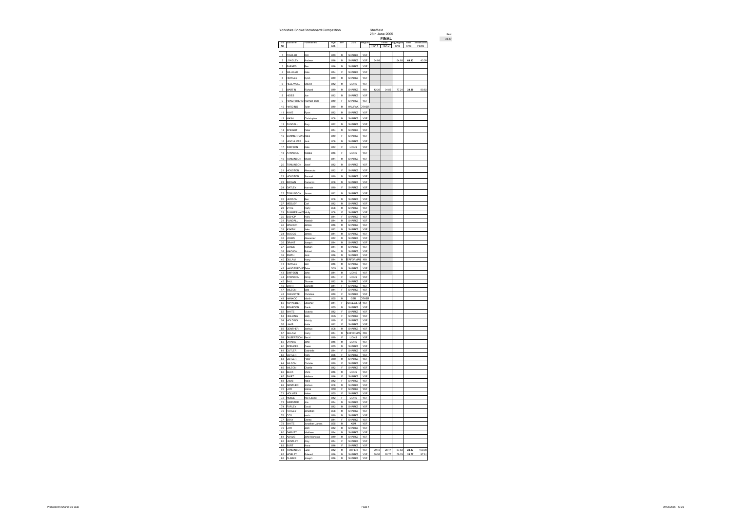Yorkshire Snows Snowboard Competition

Sheffield
25th June 2005

**FINAL**

Best
28.17

| Bib No | Surname | Forenames | Age Cat | M/F | Club | Region | Times Run 1 | Run 2 | Aggregate Time | Best Time | Snowboard Points |
|---|---|---|---|---|---|---|---|---|---|---|---|
| 1 | FOWLER | Will | U19 | M | SHARKS | YSF | | | | | |
| 2 | LONGLEY | Andrew | U16 | M | SHARKS | YSF | 64.93 | | 64.93 | **64.93** | 43.38 |
| 3 | PARKES | Ben | U16 | M | SHARKS | YSF | | | | | |
| 4 | WILLIAMS | Kate | U14 | F | SHARKS | YSF | | | | | |
| 5 | HOWLES | Ryan | U19 | M | SHARKS | YSF | | | | | |
| 6 | HELLIWELL | Steven | U12 | M | LIONS | YSF | | | | | |
| 7 | MARTIN | Richard | U19 | M | SHARKS | NW | 42.36 | 34.85 | 77.21 | **34.85** | 80.83 |
| 8 | HIDES | Joe | U12 | M | SHARKS | YSF | | | | | |
| 9 | HANDFORD-STHannah Jade | | U10 | F | SHARKS | YSF | | | | | |
| 10 | HARDING | Tyler | U10 | M | HALIFAX | OTHER | | | | | |
| 11 | KAYE | Ryan | U12 | M | SHARKS | YSF | | | | | |
| 12 | MASH | Christopher | U08 | M | SHARKS | YSF | | | | | |
| 13 | FLINDALL | Rory | U12 | M | SHARKS | YSF | | | | | |
| 14 | SPEIGHT | Peter | U14 | M | SHARKS | YSF | | | | | |
| 15 | SUMMERHAYE | Katie | U10 | F | SHARKS | YSF | | | | | |
| 16 | HINCHLIFFE | Jack | U08 | M | SHARKS | YSF | | | | | |
| 17 | SIMPSON | Kate | U12 | F | LIONS | YSF | | | | | |
| 18 | ATKINSON | Natalie | U16 | F | LIONS | YSF | | | | | |
| 19 | TOMLINSON | Mykel | U14 | M | SHARKS | YSF | | | | | |
| 20 | TOMLINSON | Josef | U12 | M | SHARKS | YSF | | | | | |
| 21 | HOUSTON | Alexandra | U12 | F | SHARKS | YSF | | | | | |
| 22 | HOUSTON | Samuel | U10 | M | SHARKS | YSF | | | | | |
| 23 | BROWN | Cameron | U08 | M | SHARKS | YSF | | | | | |
| 24 | GATLEY | Hannah | U10 | F | SHARKS | YSF | | | | | |
| 25 | TOMLINSON | James | U12 | M | SHARKS | YSF | | | | | |
| 26 | HUDSON | Ben | U08 | M | SHARKS | YSF | | | | | |
| 27 | MEDLEY | Carl | U12 | M | SHARKS | YSF | | | | | |
| 28 | EYRE | Harry | U08 | M | SHARKS | YSF | | | | | |
| 29 | SUMMERHAYE | Molly | U08 | F | SHARKS | YSF | | | | | |
| 30 | BISHOP | Holly | U14 | F | SHARKS | YSF | | | | | |
| 31 | FLINDALL | Alastair | U14 | M | SHARKS | YSF | | | | | |
| 32 | MACHON | James | U16 | M | SHARKS | YSF | | | | | |
| 33 | ASKEW | Jake | U12 | M | SHARKS | YSF | | | | | |
| 34 | WOODS | James | U14 | M | SHARKS | YSF | | | | | |
| 35 | JONES | Alexander | U12 | M | SHARKS | YSF | | | | | |
| 36 | GRANT | Joseph | U14 | M | SHARKS | YSF | | | | | |
| 37 | JONES | Nathan | U14 | M | SHARKS | YSF | | | | | |
| 38 | MACHON | Robert | U14 | M | SHARKS | YSF | | | | | |
| 39 | SMITH | Jack | U16 | M | SHARKS | YSF | | | | | |
| 40 | GILLAM | Harry | U14 | M | PERFORMAN | NW | | | | | |
| 41 | HOWLES | Ben | U16 | M | SHARKS | YSF | | | | | |
| 42 | HANDFORD-ST | Peter | O35 | M | SHARKS | YSF | | | | | |
| 43 | SIMPSON | John | U14 | M | LIONS | YSF | | | | | |
| 44 | ATKINSON | Kirsty | U14 | F | LIONS | YSF | | | | | |
| 45 | BALL | Thomas | U12 | M | SHARKS | YSF | | | | | |
| 46 | SHIRT | Danielle | U14 | F | SHARKS | YSF | | | | | |
| 47 | WILSON | kate | U14 | F | SHARKS | YSF | | | | | |
| 48 | CHEYETTE | Christina | U10 | F | SHARKS | YSF | | | | | |
| 49 | NANKOO | Martin | U08 | M | GBR | OTHER | | | | | |
| 50 | KOYANDER | Eleanor | U14 | F | nd squad. Sh | YSF | | | | | |
| 51 | REARDON | Frank | U35 | M | SHARKS | YSF | | | | | |
| 52 | WHITE | Victoria | U12 | F | SHARKS | YSF | | | | | |
| 53 | HOLDING | Sally | O35 | F | SHARKS | YSF | | | | | |
| 54 | HOLDING | Maddy | U16 | F | SHARKS | YSF | | | | | |
| 55 | LAMB | Katie | U12 | F | SHARKS | YSF | | | | | |
| 56 | GENTHER | Joshua | U08 | M | SHARKS | YSF | | | | | |
| 57 | GILLAM | Harry | U14 | M | PERFORMAN | NW | | | | | |
| 58 | GILBERTSON | Becki | U19 | F | LIONS | YSF | | | | | |
| 59 | O'HARA | John | U16 | M | LIONS | YSF | | | | | |
| 60 | SPENCER | Owen | U08 | M | SHARKS | YSF | | | | | |
| 61 | CUTLER | Gabrielle | U14 | F | SHARKS | YSF | | | | | |
| 62 | CUTLER | Holly | U08 | F | SHARKS | YSF | | | | | |
| 63 | CUTLER | Peter | O50 | M | SHARKS | YSF | | | | | |
| 64 | WILSON | Christie | U10 | F | SHARKS | YSF | | | | | |
| 65 | WILSON | Charlie | U12 | F | SHARKS | YSF | | | | | |
| 66 | BECK | Chris | U16 | M | LIONS | YSF | | | | | |
| 67 | SHIRT | Melissa | U16 | F | SHARKS | YSF | | | | | |
| 68 | LAMB | Katie | U12 | F | SHARKS | YSF | | | | | |
| 69 | GENTHER | Joshua | U08 | M | SHARKS | YSF | | | | | |
| 70 | LAW | Gloria | O50 | F | SHARKS | YSF | | | | | |
| 71 | HOLMES | Helen | U35 | F | SHARKS | YSF | | | | | |
| 72 | NOBLE | Kay-Louise | U12 | F | LIONS | YSF | | | | | |
| 73 | WEBSTER | Joe | U14 | M | SHARKS | YSF | | | | | |
| 74 | FURLEY | David | U12 | M | SHARKS | YSF | | | | | |
| 75 | FURLEY | Jonathan | U08 | M | SHARKS | YSF | | | | | |
| 76 | COX | kevin | U19 | M | SHARKS | YSF | | | | | |
| 77 | BRAY | Emma | U14 | F | SHARKS | YSF | | | | | |
| 78 | WHITE | Jonathan James | U35 | M | KSM | YSF | | | | | |
| 79 | LAW | Josh | U12 | M | SHARKS | YSF | | | | | |
| 80 | GARVEY | Matthew | U14 | M | SHARKS | YSF | | | | | |
| 81 | ADAMS | John Nicholas | U19 | M | SHARKS | YSF | | | | | |
| 82 | HUNTLEY | Amy | U14 | F | SHARKS | YSF | | | | | |
| 83 | BURT | Anna | U16 | F | SHARKS | YSF | | | | | |
| 84 | TOMLINSON | Luke | U12 | M | OTHER | YSF | 29.46 | 28.17 | 57.63 | **28.17** | 100.00 |
| 85 | MORLEY | Edward | U16 | M | SHARKS | YSF | 30.52 | 28.77 | 59.29 | **28.77** | 97.91 |
| 86 | CLARKE | Joseph | U16 | M | SHARKS | YSF | | | | | |

Produced by Sharks Ski Club

27/06/2005 - 13:26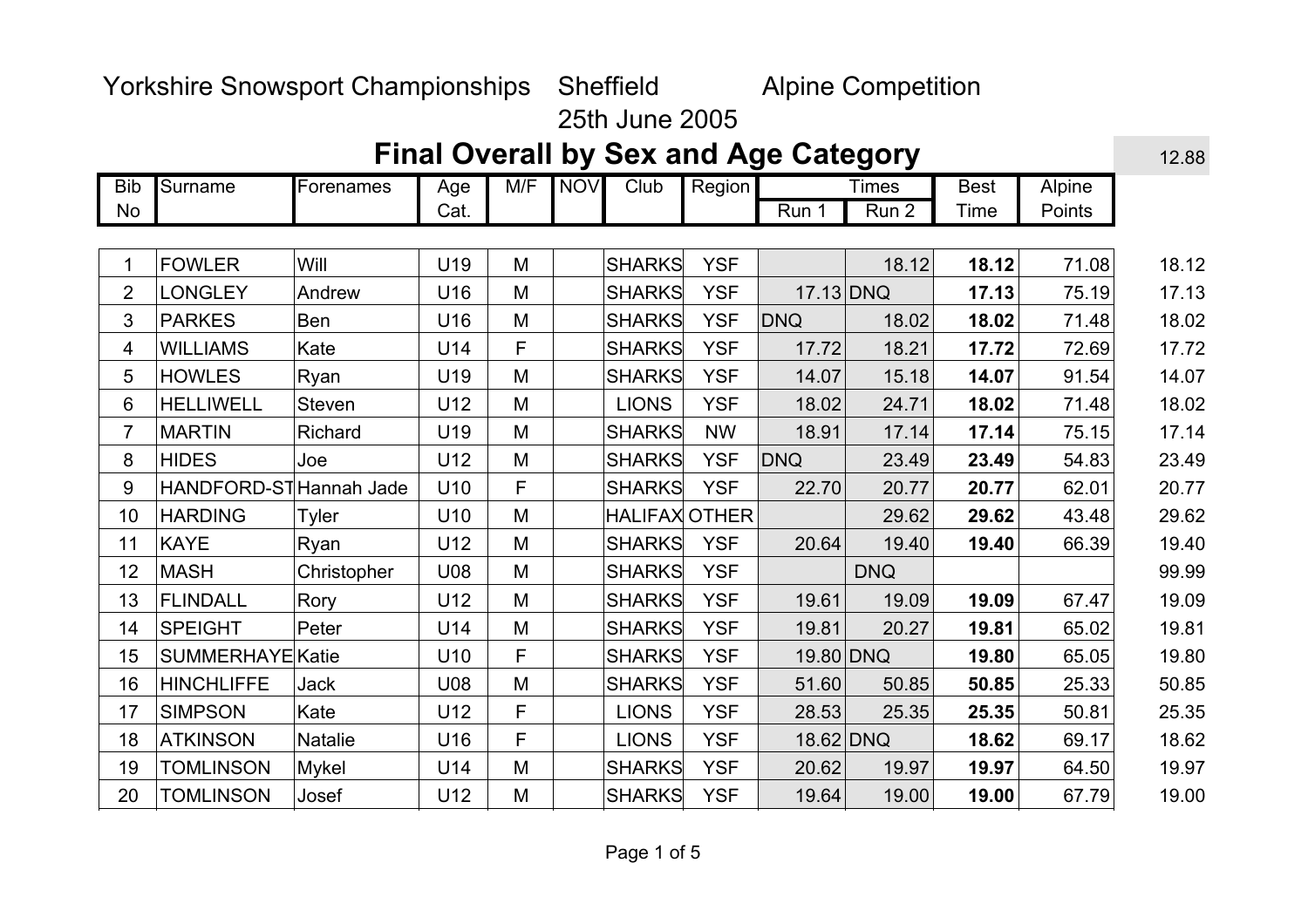Yorkshire Snowsport Championships Sheffield Alpine Competition

25th June 2005

# Final Overall by Sex and Age Category

12.88

| Bib No | Surname | Forenames | Age Cat. | M/F | NOV | Club | Region | Times Run 1 | Times Run 2 | Best Time | Alpine Points | |
|---|---|---|---|---|---|---|---|---|---|---|---|---|
| 1 | FOWLER | Will | U19 | M | | SHARKS | YSF | | 18.12 | **18.12** | 71.08 | 18.12 |
| 2 | LONGLEY | Andrew | U16 | M | | SHARKS | YSF | 17.13 | DNQ | **17.13** | 75.19 | 17.13 |
| 3 | PARKES | Ben | U16 | M | | SHARKS | YSF | DNQ | 18.02 | **18.02** | 71.48 | 18.02 |
| 4 | WILLIAMS | Kate | U14 | F | | SHARKS | YSF | 17.72 | 18.21 | **17.72** | 72.69 | 17.72 |
| 5 | HOWLES | Ryan | U19 | M | | SHARKS | YSF | 14.07 | 15.18 | **14.07** | 91.54 | 14.07 |
| 6 | HELLIWELL | Steven | U12 | M | | LIONS | YSF | 18.02 | 24.71 | **18.02** | 71.48 | 18.02 |
| 7 | MARTIN | Richard | U19 | M | | SHARKS | NW | 18.91 | 17.14 | **17.14** | 75.15 | 17.14 |
| 8 | HIDES | Joe | U12 | M | | SHARKS | YSF | DNQ | 23.49 | **23.49** | 54.83 | 23.49 |
| 9 | HANDFORD-ST | Hannah Jade | U10 | F | | SHARKS | YSF | 22.70 | 20.77 | **20.77** | 62.01 | 20.77 |
| 10 | HARDING | Tyler | U10 | M | | HALIFAX | OTHER | | 29.62 | **29.62** | 43.48 | 29.62 |
| 11 | KAYE | Ryan | U12 | M | | SHARKS | YSF | 20.64 | 19.40 | **19.40** | 66.39 | 19.40 |
| 12 | MASH | Christopher | U08 | M | | SHARKS | YSF | | DNQ | | | 99.99 |
| 13 | FLINDALL | Rory | U12 | M | | SHARKS | YSF | 19.61 | 19.09 | **19.09** | 67.47 | 19.09 |
| 14 | SPEIGHT | Peter | U14 | M | | SHARKS | YSF | 19.81 | 20.27 | **19.81** | 65.02 | 19.81 |
| 15 | SUMMERHAYE | Katie | U10 | F | | SHARKS | YSF | 19.80 | DNQ | **19.80** | 65.05 | 19.80 |
| 16 | HINCHLIFFE | Jack | U08 | M | | SHARKS | YSF | 51.60 | 50.85 | **50.85** | 25.33 | 50.85 |
| 17 | SIMPSON | Kate | U12 | F | | LIONS | YSF | 28.53 | 25.35 | **25.35** | 50.81 | 25.35 |
| 18 | ATKINSON | Natalie | U16 | F | | LIONS | YSF | 18.62 | DNQ | **18.62** | 69.17 | 18.62 |
| 19 | TOMLINSON | Mykel | U14 | M | | SHARKS | YSF | 20.62 | 19.97 | **19.97** | 64.50 | 19.97 |
| 20 | TOMLINSON | Josef | U12 | M | | SHARKS | YSF | 19.64 | 19.00 | **19.00** | 67.79 | 19.00 |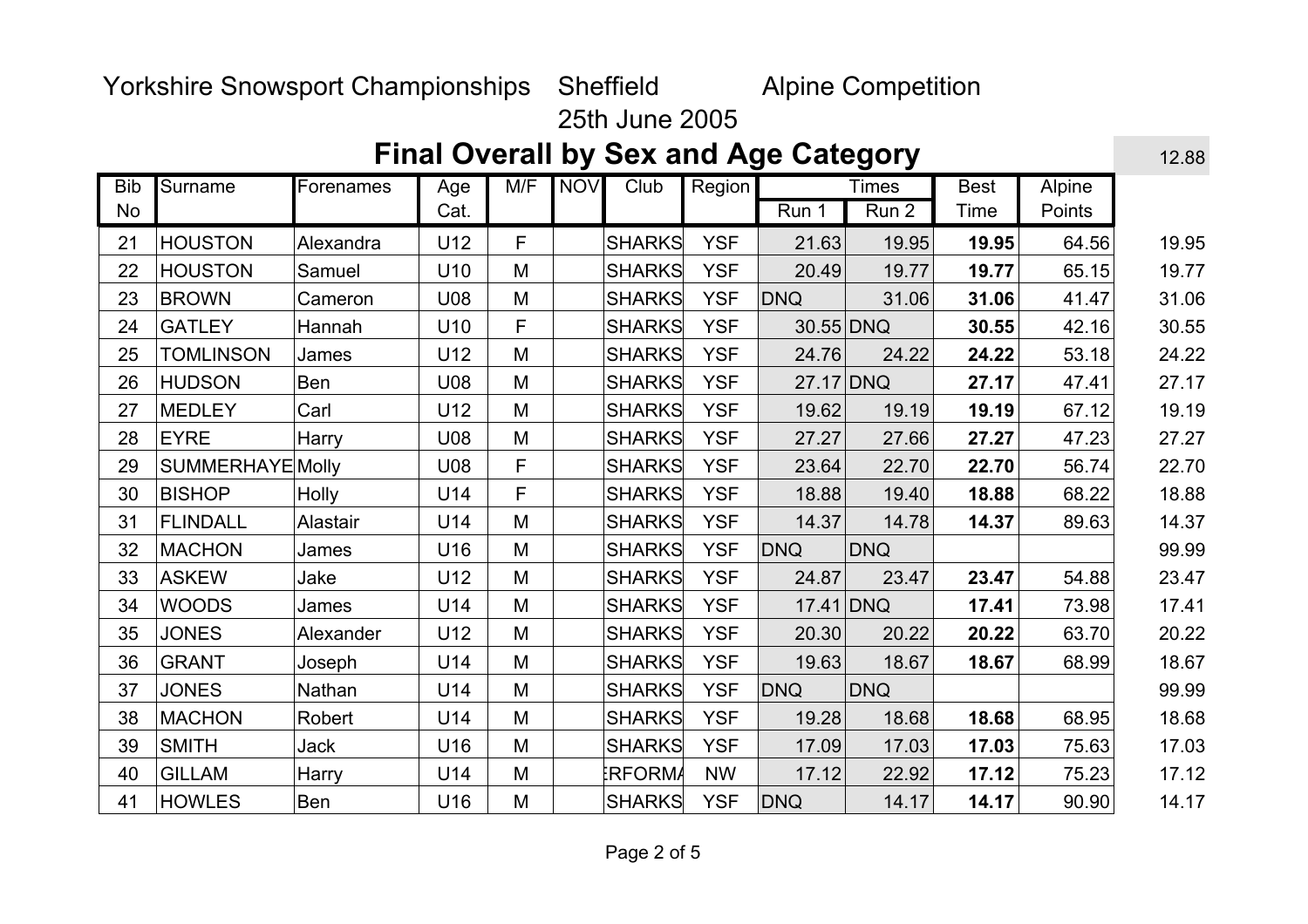Yorkshire Snowsport Championships Sheffield Alpine Competition

25th June 2005

## Final Overall by Sex and Age Category

12.88

| Bib No | Surname | Forenames | Age Cat. | M/F | NOV | Club | Region | Times Run 1 | Run 2 | Best Time | Alpine Points | |
|---|---|---|---|---|---|---|---|---|---|---|---|---|
| 21 | HOUSTON | Alexandra | U12 | F | | SHARKS | YSF | 21.63 | 19.95 | **19.95** | 64.56 | 19.95 |
| 22 | HOUSTON | Samuel | U10 | M | | SHARKS | YSF | 20.49 | 19.77 | **19.77** | 65.15 | 19.77 |
| 23 | BROWN | Cameron | U08 | M | | SHARKS | YSF | DNQ | 31.06 | **31.06** | 41.47 | 31.06 |
| 24 | GATLEY | Hannah | U10 | F | | SHARKS | YSF | 30.55 | DNQ | **30.55** | 42.16 | 30.55 |
| 25 | TOMLINSON | James | U12 | M | | SHARKS | YSF | 24.76 | 24.22 | **24.22** | 53.18 | 24.22 |
| 26 | HUDSON | Ben | U08 | M | | SHARKS | YSF | 27.17 | DNQ | **27.17** | 47.41 | 27.17 |
| 27 | MEDLEY | Carl | U12 | M | | SHARKS | YSF | 19.62 | 19.19 | **19.19** | 67.12 | 19.19 |
| 28 | EYRE | Harry | U08 | M | | SHARKS | YSF | 27.27 | 27.66 | **27.27** | 47.23 | 27.27 |
| 29 | SUMMERHAYE | Molly | U08 | F | | SHARKS | YSF | 23.64 | 22.70 | **22.70** | 56.74 | 22.70 |
| 30 | BISHOP | Holly | U14 | F | | SHARKS | YSF | 18.88 | 19.40 | **18.88** | 68.22 | 18.88 |
| 31 | FLINDALL | Alastair | U14 | M | | SHARKS | YSF | 14.37 | 14.78 | **14.37** | 89.63 | 14.37 |
| 32 | MACHON | James | U16 | M | | SHARKS | YSF | DNQ | DNQ | | | 99.99 |
| 33 | ASKEW | Jake | U12 | M | | SHARKS | YSF | 24.87 | 23.47 | **23.47** | 54.88 | 23.47 |
| 34 | WOODS | James | U14 | M | | SHARKS | YSF | 17.41 | DNQ | **17.41** | 73.98 | 17.41 |
| 35 | JONES | Alexander | U12 | M | | SHARKS | YSF | 20.30 | 20.22 | **20.22** | 63.70 | 20.22 |
| 36 | GRANT | Joseph | U14 | M | | SHARKS | YSF | 19.63 | 18.67 | **18.67** | 68.99 | 18.67 |
| 37 | JONES | Nathan | U14 | M | | SHARKS | YSF | DNQ | DNQ | | | 99.99 |
| 38 | MACHON | Robert | U14 | M | | SHARKS | YSF | 19.28 | 18.68 | **18.68** | 68.95 | 18.68 |
| 39 | SMITH | Jack | U16 | M | | SHARKS | YSF | 17.09 | 17.03 | **17.03** | 75.63 | 17.03 |
| 40 | GILLAM | Harry | U14 | M | | ERFORMA | NW | 17.12 | 22.92 | **17.12** | 75.23 | 17.12 |
| 41 | HOWLES | Ben | U16 | M | | SHARKS | YSF | DNQ | 14.17 | **14.17** | 90.90 | 14.17 |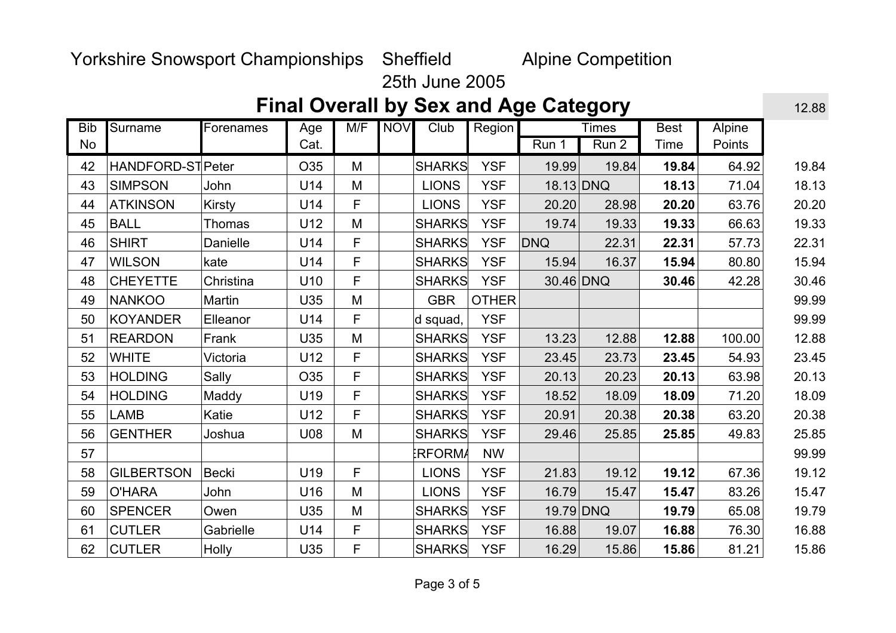Yorkshire Snowsport Championships Sheffield Alpine Competition

25th June 2005

# Final Overall by Sex and Age Category

12.88

| Bib No | Surname | Forenames | Age Cat. | M/F | NOV | Club | Region | Times Run 1 | Run 2 | Best Time | Alpine Points | |
|---|---|---|---|---|---|---|---|---|---|---|---|---|
| 42 | HANDFORD-ST | Peter | O35 | M | | SHARKS | YSF | 19.99 | 19.84 | **19.84** | 64.92 | 19.84 |
| 43 | SIMPSON | John | U14 | M | | LIONS | YSF | 18.13 | DNQ | **18.13** | 71.04 | 18.13 |
| 44 | ATKINSON | Kirsty | U14 | F | | LIONS | YSF | 20.20 | 28.98 | **20.20** | 63.76 | 20.20 |
| 45 | BALL | Thomas | U12 | M | | SHARKS | YSF | 19.74 | 19.33 | **19.33** | 66.63 | 19.33 |
| 46 | SHIRT | Danielle | U14 | F | | SHARKS | YSF | DNQ | 22.31 | **22.31** | 57.73 | 22.31 |
| 47 | WILSON | kate | U14 | F | | SHARKS | YSF | 15.94 | 16.37 | **15.94** | 80.80 | 15.94 |
| 48 | CHEYETTE | Christina | U10 | F | | SHARKS | YSF | 30.46 | DNQ | **30.46** | 42.28 | 30.46 |
| 49 | NANKOO | Martin | U35 | M | | GBR | OTHER | | | | | 99.99 |
| 50 | KOYANDER | Elleanor | U14 | F | | d squad, | YSF | | | | | 99.99 |
| 51 | REARDON | Frank | U35 | M | | SHARKS | YSF | 13.23 | 12.88 | **12.88** | 100.00 | 12.88 |
| 52 | WHITE | Victoria | U12 | F | | SHARKS | YSF | 23.45 | 23.73 | **23.45** | 54.93 | 23.45 |
| 53 | HOLDING | Sally | O35 | F | | SHARKS | YSF | 20.13 | 20.23 | **20.13** | 63.98 | 20.13 |
| 54 | HOLDING | Maddy | U19 | F | | SHARKS | YSF | 18.52 | 18.09 | **18.09** | 71.20 | 18.09 |
| 55 | LAMB | Katie | U12 | F | | SHARKS | YSF | 20.91 | 20.38 | **20.38** | 63.20 | 20.38 |
| 56 | GENTHER | Joshua | U08 | M | | SHARKS | YSF | 29.46 | 25.85 | **25.85** | 49.83 | 25.85 |
| 57 | | | | | | ERFORMA | NW | | | | | 99.99 |
| 58 | GILBERTSON | Becki | U19 | F | | LIONS | YSF | 21.83 | 19.12 | **19.12** | 67.36 | 19.12 |
| 59 | O'HARA | John | U16 | M | | LIONS | YSF | 16.79 | 15.47 | **15.47** | 83.26 | 15.47 |
| 60 | SPENCER | Owen | U35 | M | | SHARKS | YSF | 19.79 | DNQ | **19.79** | 65.08 | 19.79 |
| 61 | CUTLER | Gabrielle | U14 | F | | SHARKS | YSF | 16.88 | 19.07 | **16.88** | 76.30 | 16.88 |
| 62 | CUTLER | Holly | U35 | F | | SHARKS | YSF | 16.29 | 15.86 | **15.86** | 81.21 | 15.86 |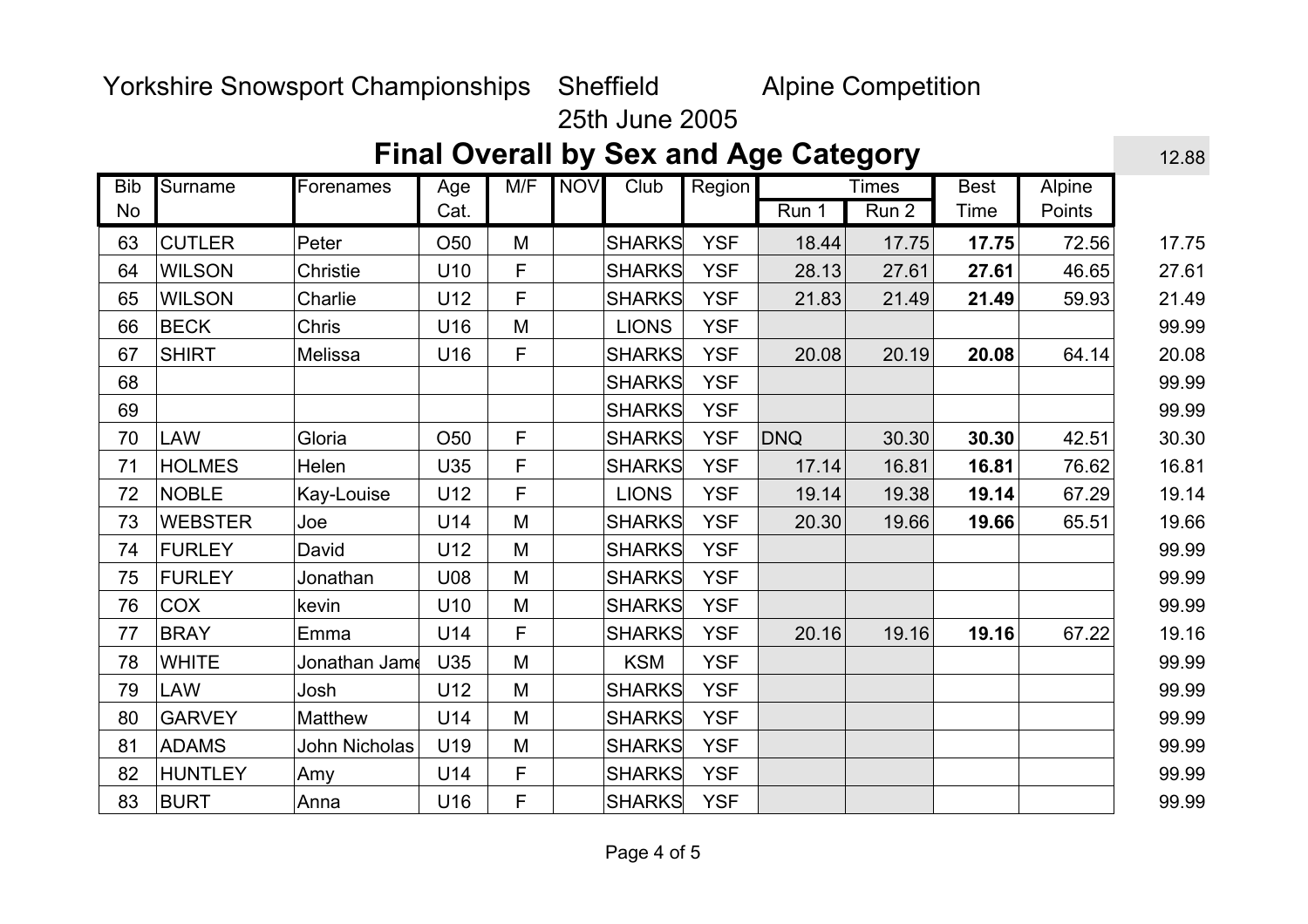Yorkshire Snowsport Championships Sheffield Alpine Competition

25th June 2005

## Final Overall by Sex and Age Category

12.88

| Bib No | Surname | Forenames | Age Cat. | M/F | NOV | Club | Region | Times Run 1 | Times Run 2 | Best Time | Alpine Points | |
|---|---|---|---|---|---|---|---|---|---|---|---|---|
| 63 | CUTLER | Peter | O50 | M | | SHARKS | YSF | 18.44 | 17.75 | **17.75** | 72.56 | 17.75 |
| 64 | WILSON | Christie | U10 | F | | SHARKS | YSF | 28.13 | 27.61 | **27.61** | 46.65 | 27.61 |
| 65 | WILSON | Charlie | U12 | F | | SHARKS | YSF | 21.83 | 21.49 | **21.49** | 59.93 | 21.49 |
| 66 | BECK | Chris | U16 | M | | LIONS | YSF | | | | | 99.99 |
| 67 | SHIRT | Melissa | U16 | F | | SHARKS | YSF | 20.08 | 20.19 | **20.08** | 64.14 | 20.08 |
| 68 | | | | | | SHARKS | YSF | | | | | 99.99 |
| 69 | | | | | | SHARKS | YSF | | | | | 99.99 |
| 70 | LAW | Gloria | O50 | F | | SHARKS | YSF | DNQ | 30.30 | **30.30** | 42.51 | 30.30 |
| 71 | HOLMES | Helen | U35 | F | | SHARKS | YSF | 17.14 | 16.81 | **16.81** | 76.62 | 16.81 |
| 72 | NOBLE | Kay-Louise | U12 | F | | LIONS | YSF | 19.14 | 19.38 | **19.14** | 67.29 | 19.14 |
| 73 | WEBSTER | Joe | U14 | M | | SHARKS | YSF | 20.30 | 19.66 | **19.66** | 65.51 | 19.66 |
| 74 | FURLEY | David | U12 | M | | SHARKS | YSF | | | | | 99.99 |
| 75 | FURLEY | Jonathan | U08 | M | | SHARKS | YSF | | | | | 99.99 |
| 76 | COX | kevin | U10 | M | | SHARKS | YSF | | | | | 99.99 |
| 77 | BRAY | Emma | U14 | F | | SHARKS | YSF | 20.16 | 19.16 | **19.16** | 67.22 | 19.16 |
| 78 | WHITE | Jonathan Jame | U35 | M | | KSM | YSF | | | | | 99.99 |
| 79 | LAW | Josh | U12 | M | | SHARKS | YSF | | | | | 99.99 |
| 80 | GARVEY | Matthew | U14 | M | | SHARKS | YSF | | | | | 99.99 |
| 81 | ADAMS | John Nicholas | U19 | M | | SHARKS | YSF | | | | | 99.99 |
| 82 | HUNTLEY | Amy | U14 | F | | SHARKS | YSF | | | | | 99.99 |
| 83 | BURT | Anna | U16 | F | | SHARKS | YSF | | | | | 99.99 |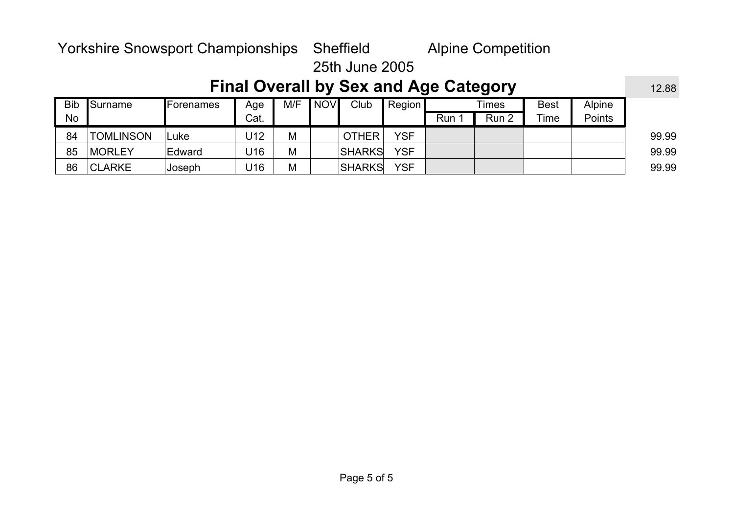Yorkshire Snowsport Championships Sheffield Alpine Competition

25th June 2005

## Final Overall by Sex and Age Category

12.88

| Bib No | Surname | Forenames | Age Cat. | M/F | NOV | Club | Region | Times Run 1 | Times Run 2 | Best Time | Alpine Points | |
|---|---|---|---|---|---|---|---|---|---|---|---|---|
| 84 | TOMLINSON | Luke | U12 | M | | OTHER | YSF | | | | | 99.99 |
| 85 | MORLEY | Edward | U16 | M | | SHARKS | YSF | | | | | 99.99 |
| 86 | CLARKE | Joseph | U16 | M | | SHARKS | YSF | | | | | 99.99 |